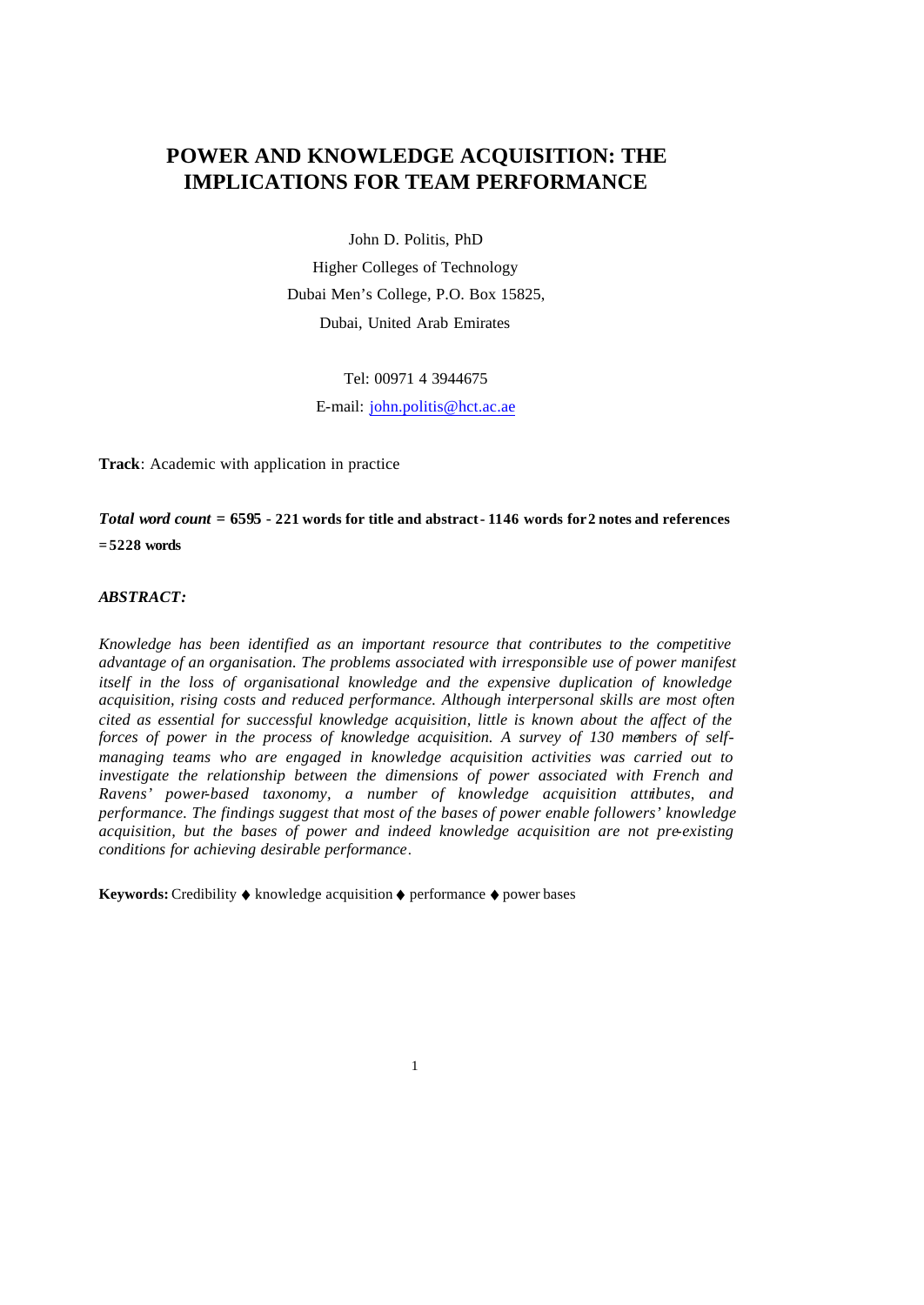# POWER AND KNOWLEDGE ACQUISITION: THE IMPLICATIONS FOR TEAM PERFORMANCE

John D. Politis, PhD

Higher Colleges of Technology

Dubai Men's College, P.O. Box 15825,

Dubai, United Arab Emirates

Tel: 00971 4 3944675

E-mail: john.politis@hct.ac.ae

**Track**: Academic with application in practice

***Total word count* = 6595 - 221 words for title and abstract - 1146 words for 2 notes and references = 5228 words**

***ABSTRACT:***

*Knowledge has been identified as an important resource that contributes to the competitive advantage of an organisation. The problems associated with irresponsible use of power manifest itself in the loss of organisational knowledge and the expensive duplication of knowledge acquisition, rising costs and reduced performance. Although interpersonal skills are most often cited as essential for successful knowledge acquisition, little is known about the affect of the forces of power in the process of knowledge acquisition. A survey of 130 members of self-managing teams who are engaged in knowledge acquisition activities was carried out to investigate the relationship between the dimensions of power associated with French and Ravens' power-based taxonomy, a number of knowledge acquisition attributes, and performance. The findings suggest that most of the bases of power enable followers' knowledge acquisition, but the bases of power and indeed knowledge acquisition are not pre-existing conditions for achieving desirable performance.*

**Keywords:** Credibility ♦ knowledge acquisition ♦ performance ♦ power bases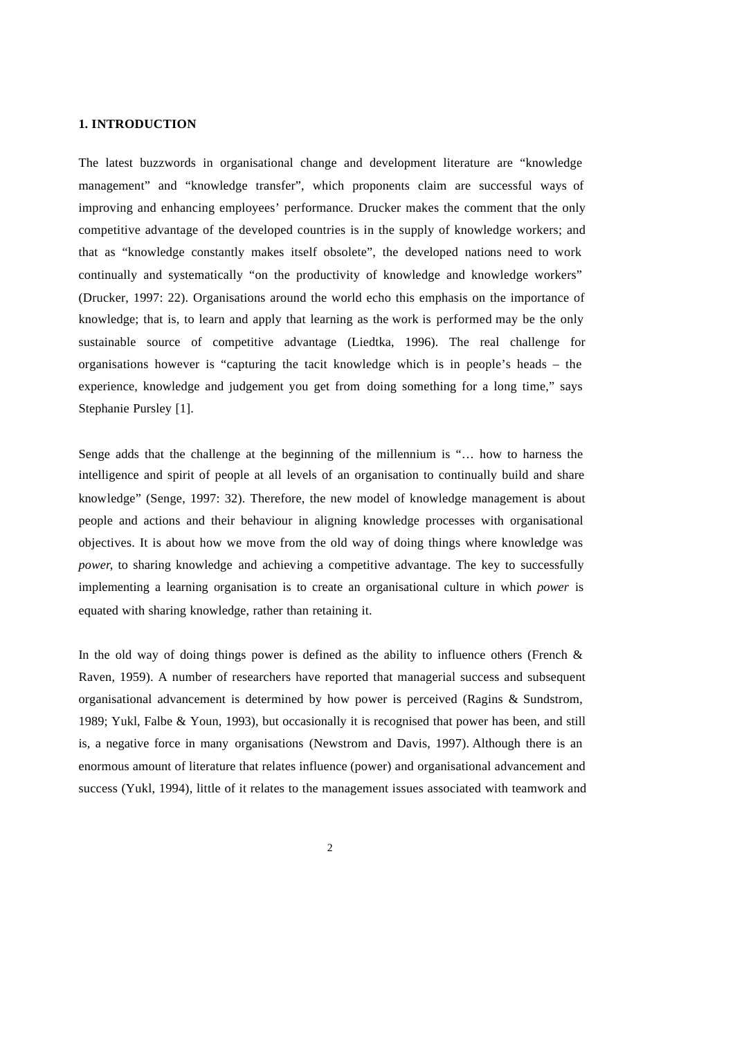## 1. INTRODUCTION

The latest buzzwords in organisational change and development literature are "knowledge management" and "knowledge transfer", which proponents claim are successful ways of improving and enhancing employees' performance. Drucker makes the comment that the only competitive advantage of the developed countries is in the supply of knowledge workers; and that as "knowledge constantly makes itself obsolete", the developed nations need to work continually and systematically "on the productivity of knowledge and knowledge workers" (Drucker, 1997: 22). Organisations around the world echo this emphasis on the importance of knowledge; that is, to learn and apply that learning as the work is performed may be the only sustainable source of competitive advantage (Liedtka, 1996). The real challenge for organisations however is "capturing the tacit knowledge which is in people's heads – the experience, knowledge and judgement you get from doing something for a long time," says Stephanie Pursley [1].

Senge adds that the challenge at the beginning of the millennium is "… how to harness the intelligence and spirit of people at all levels of an organisation to continually build and share knowledge" (Senge, 1997: 32). Therefore, the new model of knowledge management is about people and actions and their behaviour in aligning knowledge processes with organisational objectives. It is about how we move from the old way of doing things where knowledge was *power*, to sharing knowledge and achieving a competitive advantage. The key to successfully implementing a learning organisation is to create an organisational culture in which *power* is equated with sharing knowledge, rather than retaining it.

In the old way of doing things power is defined as the ability to influence others (French & Raven, 1959). A number of researchers have reported that managerial success and subsequent organisational advancement is determined by how power is perceived (Ragins & Sundstrom, 1989; Yukl, Falbe & Youn, 1993), but occasionally it is recognised that power has been, and still is, a negative force in many organisations (Newstrom and Davis, 1997). Although there is an enormous amount of literature that relates influence (power) and organisational advancement and success (Yukl, 1994), little of it relates to the management issues associated with teamwork and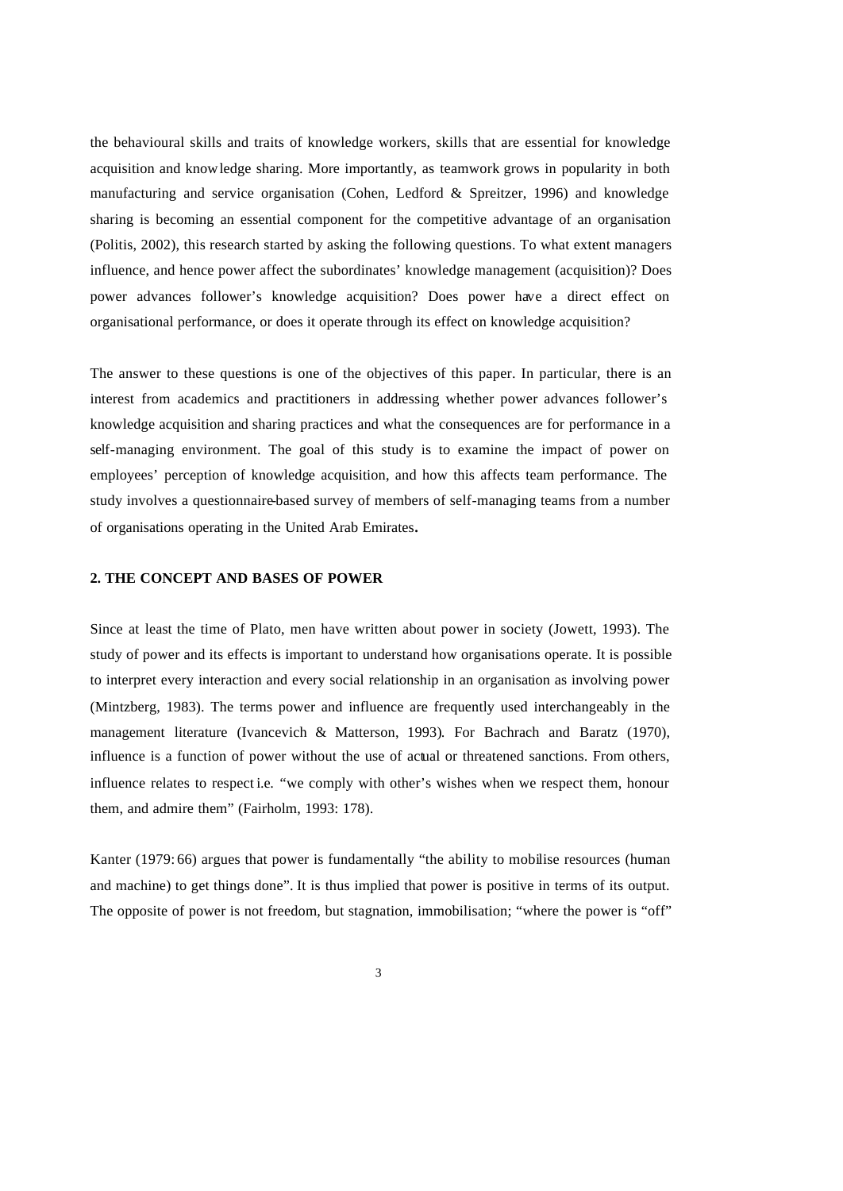the behavioural skills and traits of knowledge workers, skills that are essential for knowledge acquisition and knowledge sharing. More importantly, as teamwork grows in popularity in both manufacturing and service organisation (Cohen, Ledford & Spreitzer, 1996) and knowledge sharing is becoming an essential component for the competitive advantage of an organisation (Politis, 2002), this research started by asking the following questions. To what extent managers influence, and hence power affect the subordinates' knowledge management (acquisition)? Does power advances follower's knowledge acquisition? Does power have a direct effect on organisational performance, or does it operate through its effect on knowledge acquisition?

The answer to these questions is one of the objectives of this paper. In particular, there is an interest from academics and practitioners in addressing whether power advances follower's knowledge acquisition and sharing practices and what the consequences are for performance in a self-managing environment. The goal of this study is to examine the impact of power on employees' perception of knowledge acquisition, and how this affects team performance. The study involves a questionnaire-based survey of members of self-managing teams from a number of organisations operating in the United Arab Emirates**.**

## 2. THE CONCEPT AND BASES OF POWER

Since at least the time of Plato, men have written about power in society (Jowett, 1993). The study of power and its effects is important to understand how organisations operate. It is possible to interpret every interaction and every social relationship in an organisation as involving power (Mintzberg, 1983). The terms power and influence are frequently used interchangeably in the management literature (Ivancevich & Matterson, 1993). For Bachrach and Baratz (1970), influence is a function of power without the use of actual or threatened sanctions. From others, influence relates to respect i.e. "we comply with other's wishes when we respect them, honour them, and admire them" (Fairholm, 1993: 178).

Kanter (1979: 66) argues that power is fundamentally "the ability to mobilise resources (human and machine) to get things done". It is thus implied that power is positive in terms of its output. The opposite of power is not freedom, but stagnation, immobilisation; "where the power is "off"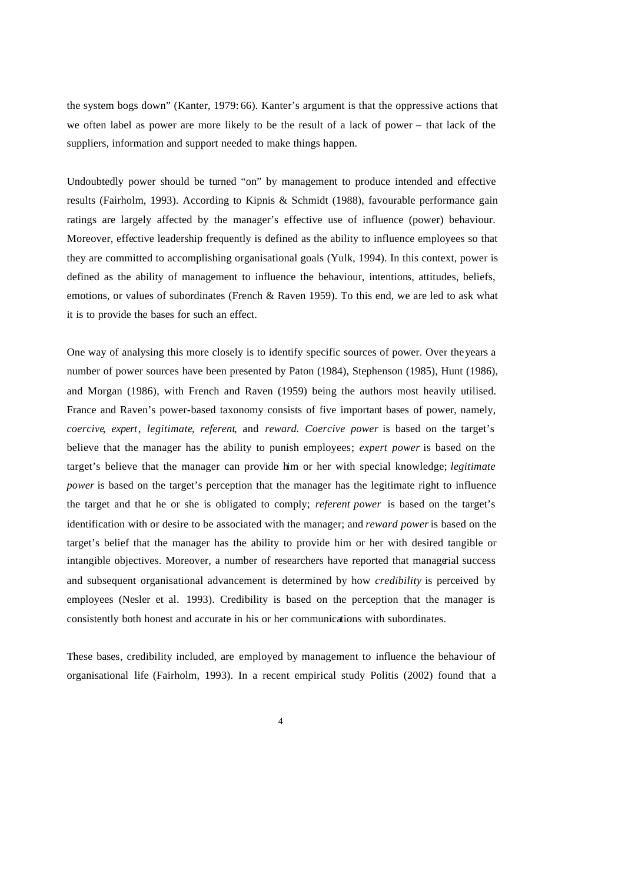the system bogs down" (Kanter, 1979: 66). Kanter's argument is that the oppressive actions that we often label as power are more likely to be the result of a lack of power – that lack of the suppliers, information and support needed to make things happen.

Undoubtedly power should be turned "on" by management to produce intended and effective results (Fairholm, 1993). According to Kipnis & Schmidt (1988), favourable performance gain ratings are largely affected by the manager's effective use of influence (power) behaviour. Moreover, effective leadership frequently is defined as the ability to influence employees so that they are committed to accomplishing organisational goals (Yulk, 1994). In this context, power is defined as the ability of management to influence the behaviour, intentions, attitudes, beliefs, emotions, or values of subordinates (French & Raven 1959). To this end, we are led to ask what it is to provide the bases for such an effect.

One way of analysing this more closely is to identify specific sources of power. Over the years a number of power sources have been presented by Paton (1984), Stephenson (1985), Hunt (1986), and Morgan (1986), with French and Raven (1959) being the authors most heavily utilised. France and Raven's power-based taxonomy consists of five important bases of power, namely, *coercive*, *expert*, *legitimate*, *referent*, and *reward*. *Coercive power* is based on the target's believe that the manager has the ability to punish employees; *expert power* is based on the target's believe that the manager can provide him or her with special knowledge; *legitimate power* is based on the target's perception that the manager has the legitimate right to influence the target and that he or she is obligated to comply; *referent power* is based on the target's identification with or desire to be associated with the manager; and *reward power* is based on the target's belief that the manager has the ability to provide him or her with desired tangible or intangible objectives. Moreover, a number of researchers have reported that managerial success and subsequent organisational advancement is determined by how *credibility* is perceived by employees (Nesler et al. 1993). Credibility is based on the perception that the manager is consistently both honest and accurate in his or her communications with subordinates.

These bases, credibility included, are employed by management to influence the behaviour of organisational life (Fairholm, 1993). In a recent empirical study Politis (2002) found that a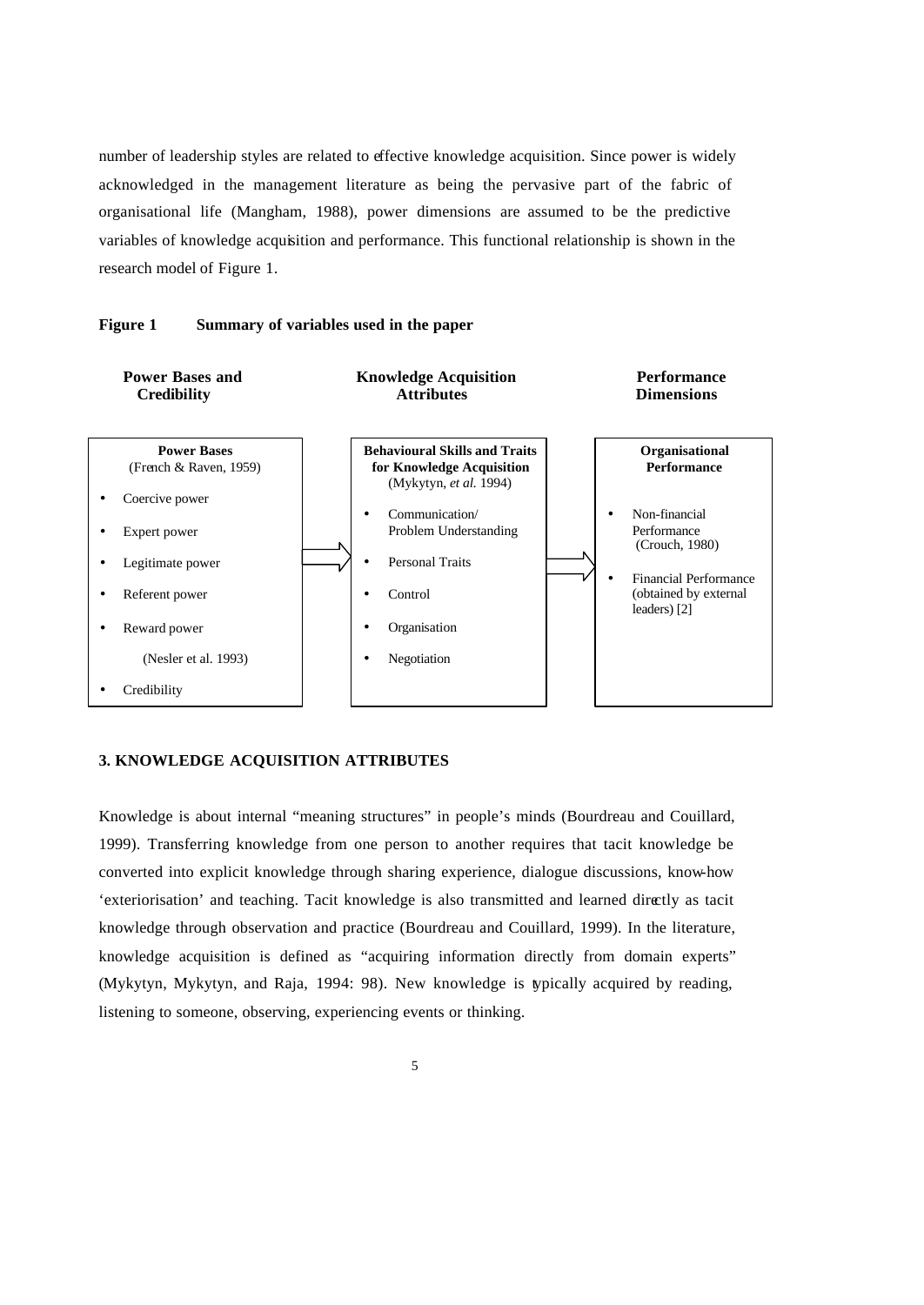number of leadership styles are related to effective knowledge acquisition. Since power is widely acknowledged in the management literature as being the pervasive part of the fabric of organisational life (Mangham, 1988), power dimensions are assumed to be the predictive variables of knowledge acquisition and performance. This functional relationship is shown in the research model of Figure 1.

**Figure 1 Summary of variables used in the paper**

| Power Bases and Credibility | | Knowledge Acquisition Attributes | | Performance Dimensions |
|---|---|---|---|---|
| **Power Bases** (French & Raven, 1959) | | **Behavioural Skills and Traits for Knowledge Acquisition** (Mykytyn, *et al.* 1994) | | **Organisational Performance** |
| • Coercive power<br>• Expert power<br>• Legitimate power<br>• Referent power<br>• Reward power<br>(Nesler et al. 1993)<br>• Credibility | ⇒ | • Communication/ Problem Understanding<br>• Personal Traits<br>• Control<br>• Organisation<br>• Negotiation | ⇒ | • Non-financial Performance (Crouch, 1980)<br>• Financial Performance (obtained by external leaders) [2] |

## 3. KNOWLEDGE ACQUISITION ATTRIBUTES

Knowledge is about internal "meaning structures" in people's minds (Bourdreau and Couillard, 1999). Transferring knowledge from one person to another requires that tacit knowledge be converted into explicit knowledge through sharing experience, dialogue discussions, know-how 'exteriorisation' and teaching. Tacit knowledge is also transmitted and learned directly as tacit knowledge through observation and practice (Bourdreau and Couillard, 1999). In the literature, knowledge acquisition is defined as "acquiring information directly from domain experts" (Mykytyn, Mykytyn, and Raja, 1994: 98). New knowledge is typically acquired by reading, listening to someone, observing, experiencing events or thinking.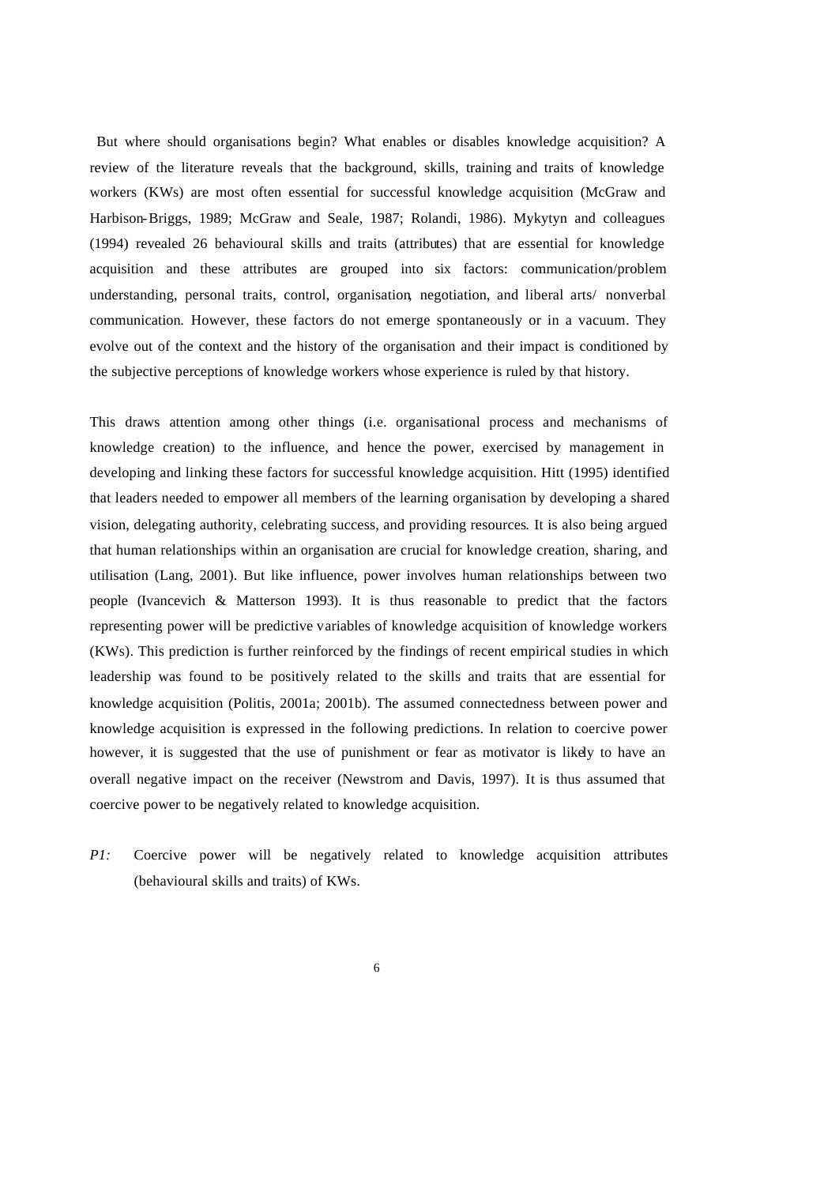But where should organisations begin? What enables or disables knowledge acquisition? A review of the literature reveals that the background, skills, training and traits of knowledge workers (KWs) are most often essential for successful knowledge acquisition (McGraw and Harbison-Briggs, 1989; McGraw and Seale, 1987; Rolandi, 1986). Mykytyn and colleagues (1994) revealed 26 behavioural skills and traits (attributes) that are essential for knowledge acquisition and these attributes are grouped into six factors: communication/problem understanding, personal traits, control, organisation, negotiation, and liberal arts/ nonverbal communication. However, these factors do not emerge spontaneously or in a vacuum. They evolve out of the context and the history of the organisation and their impact is conditioned by the subjective perceptions of knowledge workers whose experience is ruled by that history.

This draws attention among other things (i.e. organisational process and mechanisms of knowledge creation) to the influence, and hence the power, exercised by management in developing and linking these factors for successful knowledge acquisition. Hitt (1995) identified that leaders needed to empower all members of the learning organisation by developing a shared vision, delegating authority, celebrating success, and providing resources. It is also being argued that human relationships within an organisation are crucial for knowledge creation, sharing, and utilisation (Lang, 2001). But like influence, power involves human relationships between two people (Ivancevich & Matterson 1993). It is thus reasonable to predict that the factors representing power will be predictive variables of knowledge acquisition of knowledge workers (KWs). This prediction is further reinforced by the findings of recent empirical studies in which leadership was found to be positively related to the skills and traits that are essential for knowledge acquisition (Politis, 2001a; 2001b). The assumed connectedness between power and knowledge acquisition is expressed in the following predictions. In relation to coercive power however, it is suggested that the use of punishment or fear as motivator is likely to have an overall negative impact on the receiver (Newstrom and Davis, 1997). It is thus assumed that coercive power to be negatively related to knowledge acquisition.

*P1:* Coercive power will be negatively related to knowledge acquisition attributes (behavioural skills and traits) of KWs.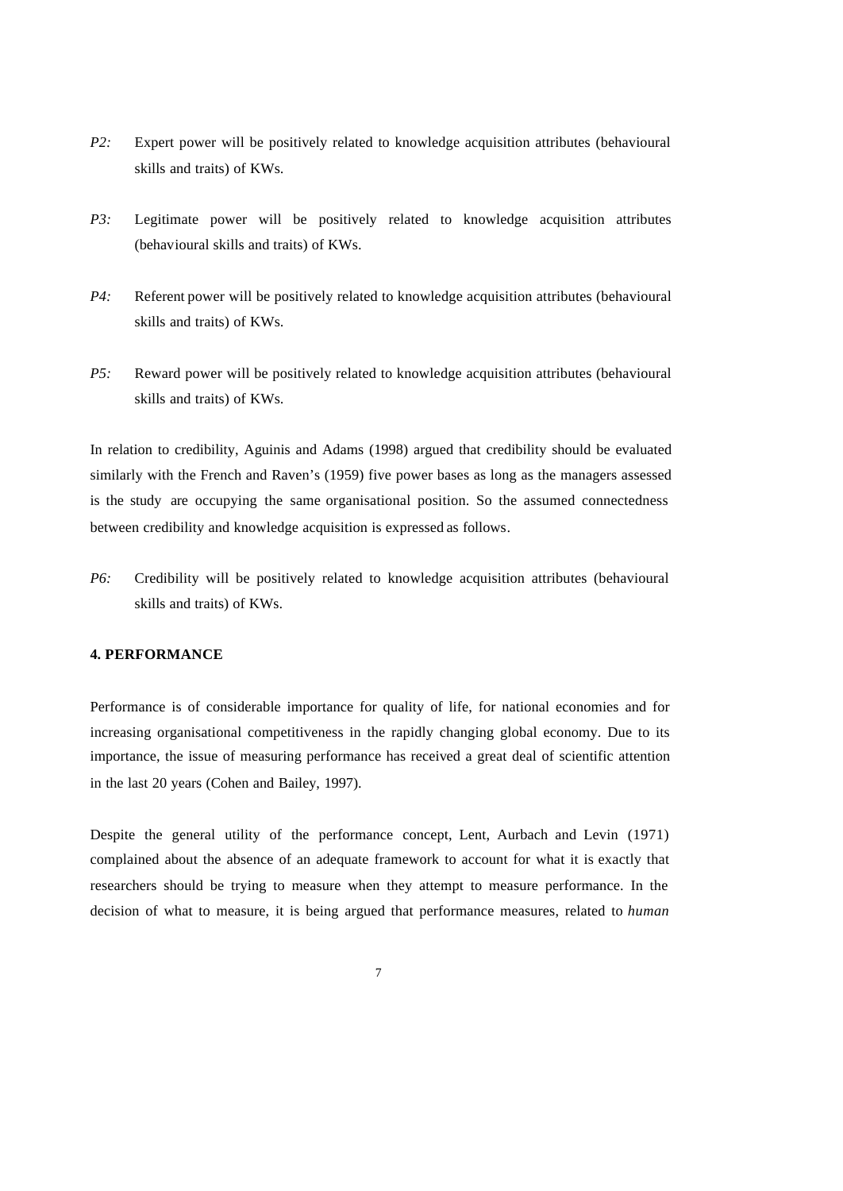*P2:* Expert power will be positively related to knowledge acquisition attributes (behavioural skills and traits) of KWs.

*P3:* Legitimate power will be positively related to knowledge acquisition attributes (behavioural skills and traits) of KWs.

*P4:* Referent power will be positively related to knowledge acquisition attributes (behavioural skills and traits) of KWs.

*P5:* Reward power will be positively related to knowledge acquisition attributes (behavioural skills and traits) of KWs.

In relation to credibility, Aguinis and Adams (1998) argued that credibility should be evaluated similarly with the French and Raven's (1959) five power bases as long as the managers assessed is the study are occupying the same organisational position. So the assumed connectedness between credibility and knowledge acquisition is expressed as follows.

*P6:* Credibility will be positively related to knowledge acquisition attributes (behavioural skills and traits) of KWs.

## 4. PERFORMANCE

Performance is of considerable importance for quality of life, for national economies and for increasing organisational competitiveness in the rapidly changing global economy. Due to its importance, the issue of measuring performance has received a great deal of scientific attention in the last 20 years (Cohen and Bailey, 1997).

Despite the general utility of the performance concept, Lent, Aurbach and Levin (1971) complained about the absence of an adequate framework to account for what it is exactly that researchers should be trying to measure when they attempt to measure performance. In the decision of what to measure, it is being argued that performance measures, related to *human*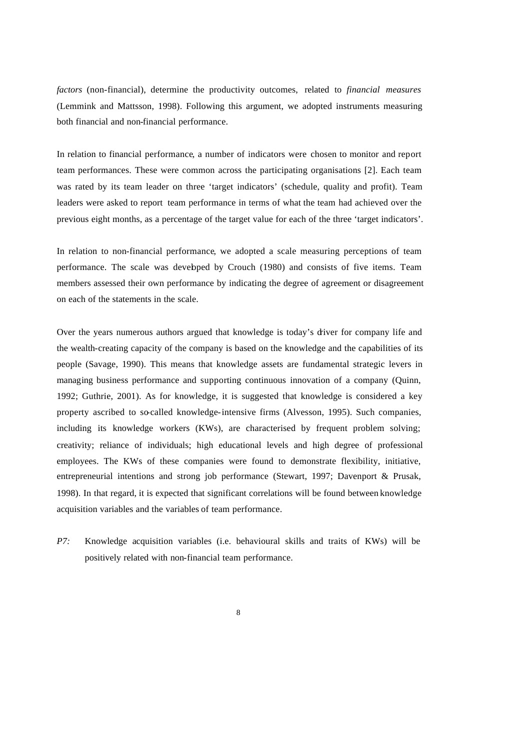*factors* (non-financial), determine the productivity outcomes, related to *financial measures* (Lemmink and Mattsson, 1998). Following this argument, we adopted instruments measuring both financial and non-financial performance.

In relation to financial performance, a number of indicators were chosen to monitor and report team performances. These were common across the participating organisations [2]. Each team was rated by its team leader on three 'target indicators' (schedule, quality and profit). Team leaders were asked to report team performance in terms of what the team had achieved over the previous eight months, as a percentage of the target value for each of the three 'target indicators'.

In relation to non-financial performance, we adopted a scale measuring perceptions of team performance. The scale was developed by Crouch (1980) and consists of five items. Team members assessed their own performance by indicating the degree of agreement or disagreement on each of the statements in the scale.

Over the years numerous authors argued that knowledge is today's driver for company life and the wealth-creating capacity of the company is based on the knowledge and the capabilities of its people (Savage, 1990). This means that knowledge assets are fundamental strategic levers in managing business performance and supporting continuous innovation of a company (Quinn, 1992; Guthrie, 2001). As for knowledge, it is suggested that knowledge is considered a key property ascribed to so-called knowledge-intensive firms (Alvesson, 1995). Such companies, including its knowledge workers (KWs), are characterised by frequent problem solving; creativity; reliance of individuals; high educational levels and high degree of professional employees. The KWs of these companies were found to demonstrate flexibility, initiative, entrepreneurial intentions and strong job performance (Stewart, 1997; Davenport & Prusak, 1998). In that regard, it is expected that significant correlations will be found between knowledge acquisition variables and the variables of team performance.

*P7:* Knowledge acquisition variables (i.e. behavioural skills and traits of KWs) will be positively related with non-financial team performance.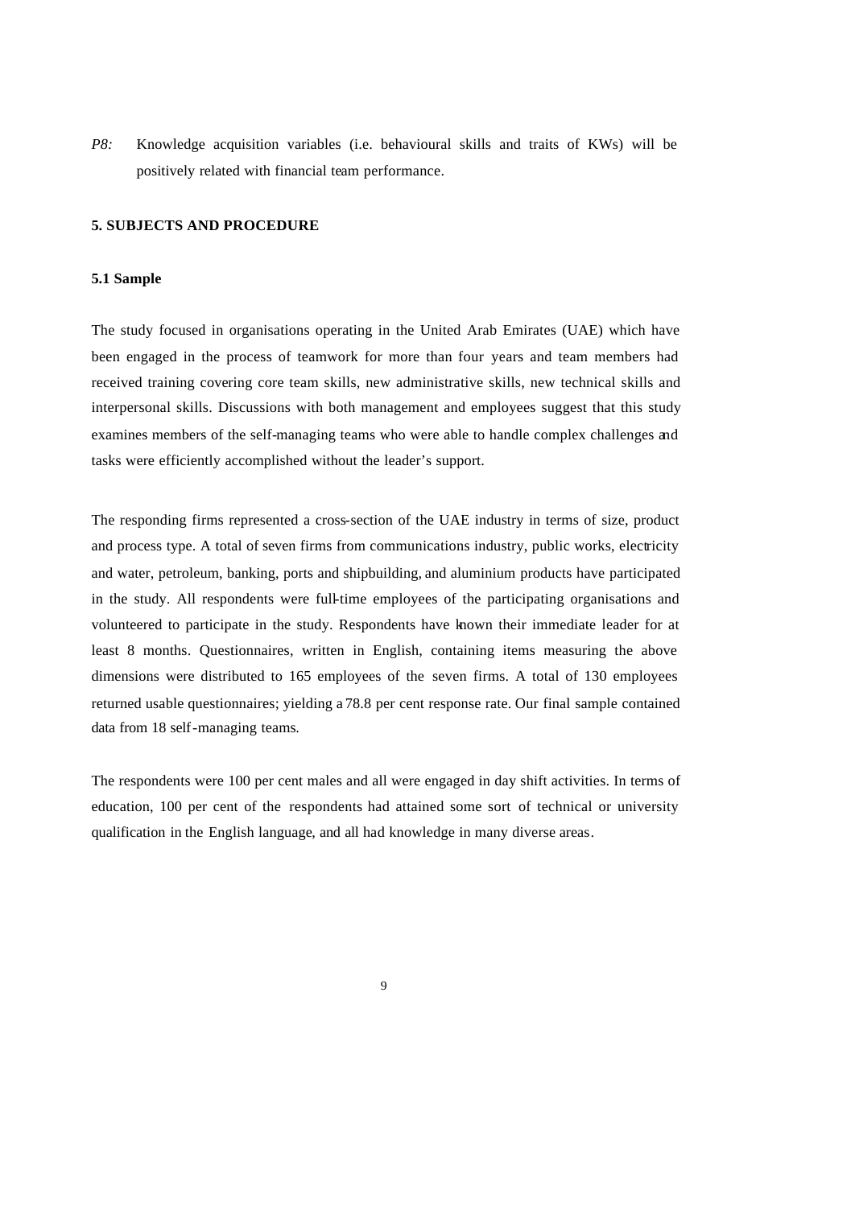*P8:* Knowledge acquisition variables (i.e. behavioural skills and traits of KWs) will be positively related with financial team performance.

## 5. SUBJECTS AND PROCEDURE

### 5.1 Sample

The study focused in organisations operating in the United Arab Emirates (UAE) which have been engaged in the process of teamwork for more than four years and team members had received training covering core team skills, new administrative skills, new technical skills and interpersonal skills. Discussions with both management and employees suggest that this study examines members of the self-managing teams who were able to handle complex challenges and tasks were efficiently accomplished without the leader's support.

The responding firms represented a cross-section of the UAE industry in terms of size, product and process type. A total of seven firms from communications industry, public works, electricity and water, petroleum, banking, ports and shipbuilding, and aluminium products have participated in the study. All respondents were full-time employees of the participating organisations and volunteered to participate in the study. Respondents have known their immediate leader for at least 8 months. Questionnaires, written in English, containing items measuring the above dimensions were distributed to 165 employees of the seven firms. A total of 130 employees returned usable questionnaires; yielding a 78.8 per cent response rate. Our final sample contained data from 18 self-managing teams.

The respondents were 100 per cent males and all were engaged in day shift activities. In terms of education, 100 per cent of the respondents had attained some sort of technical or university qualification in the English language, and all had knowledge in many diverse areas.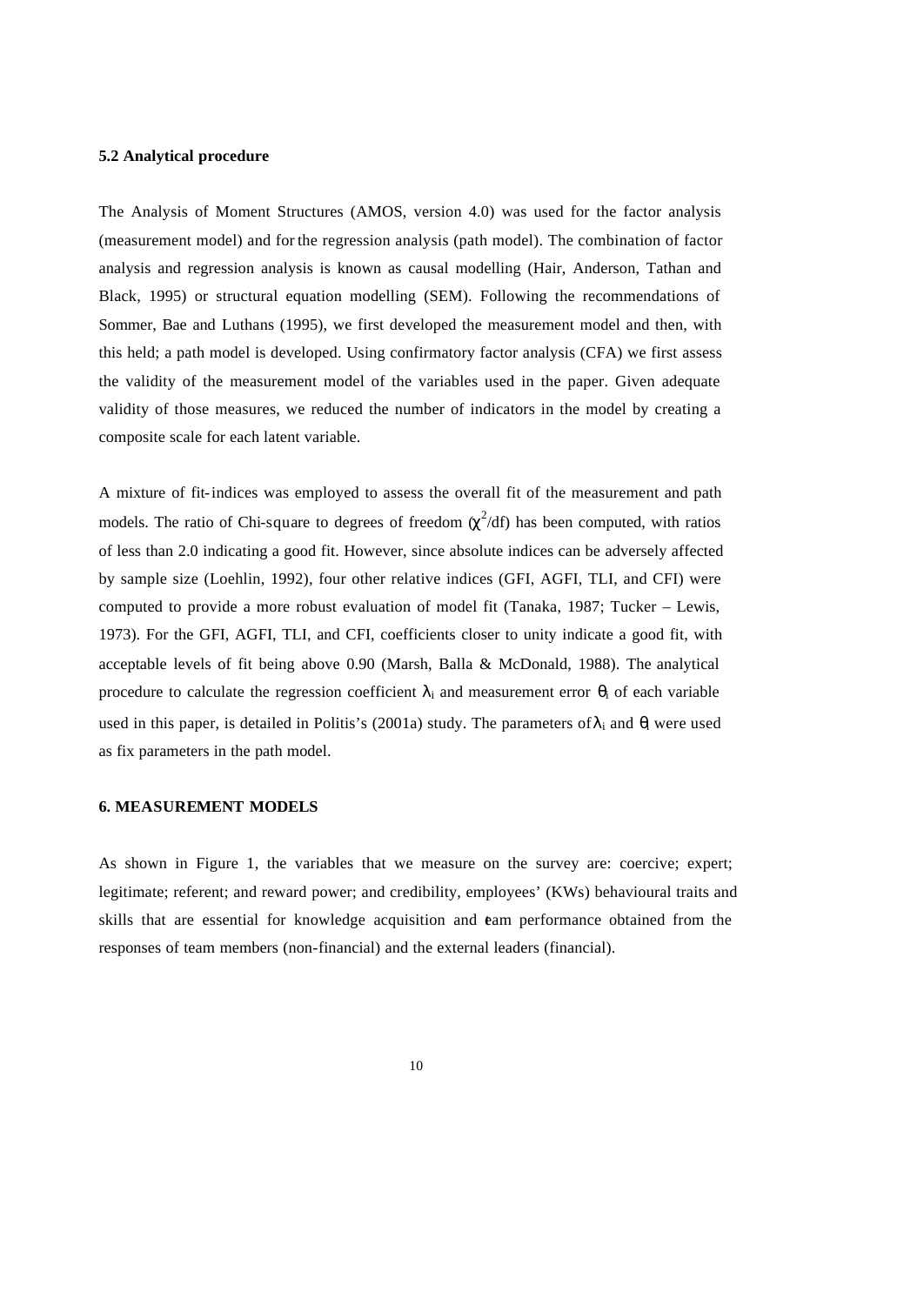### 5.2 Analytical procedure

The Analysis of Moment Structures (AMOS, version 4.0) was used for the factor analysis (measurement model) and for the regression analysis (path model). The combination of factor analysis and regression analysis is known as causal modelling (Hair, Anderson, Tathan and Black, 1995) or structural equation modelling (SEM). Following the recommendations of Sommer, Bae and Luthans (1995), we first developed the measurement model and then, with this held; a path model is developed. Using confirmatory factor analysis (CFA) we first assess the validity of the measurement model of the variables used in the paper. Given adequate validity of those measures, we reduced the number of indicators in the model by creating a composite scale for each latent variable.

A mixture of fit-indices was employed to assess the overall fit of the measurement and path models. The ratio of Chi-square to degrees of freedom ($\chi^2$/df) has been computed, with ratios of less than 2.0 indicating a good fit. However, since absolute indices can be adversely affected by sample size (Loehlin, 1992), four other relative indices (GFI, AGFI, TLI, and CFI) were computed to provide a more robust evaluation of model fit (Tanaka, 1987; Tucker – Lewis, 1973). For the GFI, AGFI, TLI, and CFI, coefficients closer to unity indicate a good fit, with acceptable levels of fit being above 0.90 (Marsh, Balla & McDonald, 1988). The analytical procedure to calculate the regression coefficient $\lambda_i$ and measurement error $\theta_i$ of each variable used in this paper, is detailed in Politis's (2001a) study. The parameters of $\lambda_i$ and $\theta_i$ were used as fix parameters in the path model.

## 6. MEASUREMENT MODELS

As shown in Figure 1, the variables that we measure on the survey are: coercive; expert; legitimate; referent; and reward power; and credibility, employees' (KWs) behavioural traits and skills that are essential for knowledge acquisition and team performance obtained from the responses of team members (non-financial) and the external leaders (financial).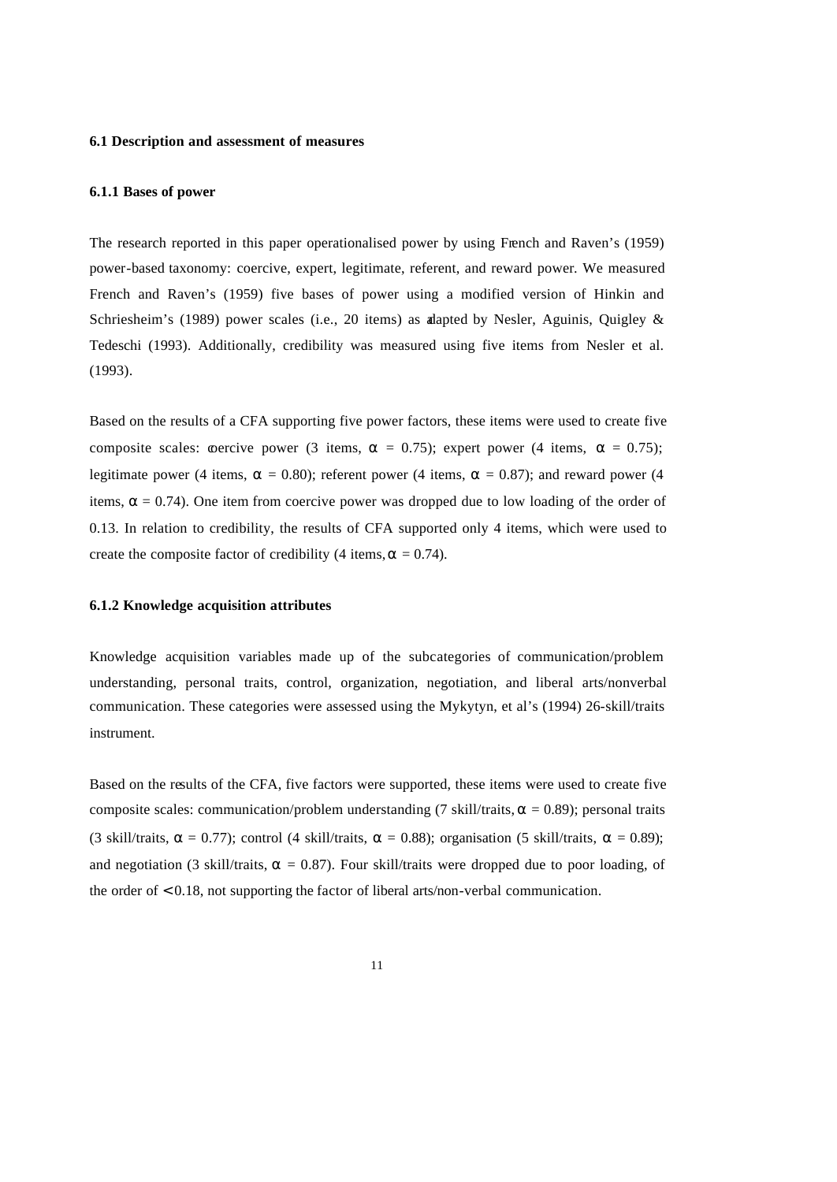### 6.1 Description and assessment of measures

#### 6.1.1 Bases of power

The research reported in this paper operationalised power by using French and Raven's (1959) power-based taxonomy: coercive, expert, legitimate, referent, and reward power. We measured French and Raven's (1959) five bases of power using a modified version of Hinkin and Schriesheim's (1989) power scales (i.e., 20 items) as adapted by Nesler, Aguinis, Quigley & Tedeschi (1993). Additionally, credibility was measured using five items from Nesler et al. (1993).

Based on the results of a CFA supporting five power factors, these items were used to create five composite scales: coercive power (3 items, $\alpha = 0.75$); expert power (4 items, $\alpha = 0.75$); legitimate power (4 items, $\alpha = 0.80$); referent power (4 items, $\alpha = 0.87$); and reward power (4 items, $\alpha = 0.74$). One item from coercive power was dropped due to low loading of the order of 0.13. In relation to credibility, the results of CFA supported only 4 items, which were used to create the composite factor of credibility (4 items, $\alpha = 0.74$).

#### 6.1.2 Knowledge acquisition attributes

Knowledge acquisition variables made up of the subcategories of communication/problem understanding, personal traits, control, organization, negotiation, and liberal arts/nonverbal communication. These categories were assessed using the Mykytyn, et al's (1994) 26-skill/traits instrument.

Based on the results of the CFA, five factors were supported, these items were used to create five composite scales: communication/problem understanding (7 skill/traits, $\alpha = 0.89$); personal traits (3 skill/traits, $\alpha = 0.77$); control (4 skill/traits, $\alpha = 0.88$); organisation (5 skill/traits, $\alpha = 0.89$); and negotiation (3 skill/traits, $\alpha = 0.87$). Four skill/traits were dropped due to poor loading, of the order of $< 0.18$, not supporting the factor of liberal arts/non-verbal communication.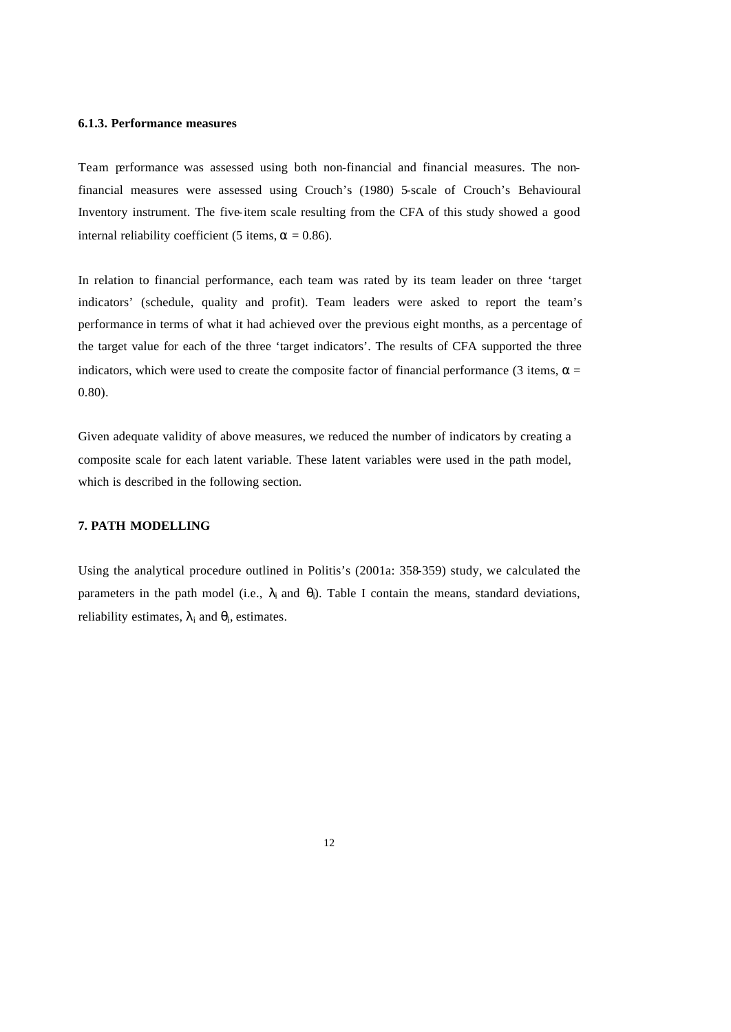#### 6.1.3. Performance measures

Team performance was assessed using both non-financial and financial measures. The non-financial measures were assessed using Crouch's (1980) 5-scale of Crouch's Behavioural Inventory instrument. The five-item scale resulting from the CFA of this study showed a good internal reliability coefficient (5 items, $\alpha = 0.86$).

In relation to financial performance, each team was rated by its team leader on three 'target indicators' (schedule, quality and profit). Team leaders were asked to report the team's performance in terms of what it had achieved over the previous eight months, as a percentage of the target value for each of the three 'target indicators'. The results of CFA supported the three indicators, which were used to create the composite factor of financial performance (3 items, $\alpha = 0.80$).

Given adequate validity of above measures, we reduced the number of indicators by creating a composite scale for each latent variable. These latent variables were used in the path model, which is described in the following section.

## 7. PATH MODELLING

Using the analytical procedure outlined in Politis's (2001a: 358-359) study, we calculated the parameters in the path model (i.e., $\lambda_i$ and $\theta_i$). Table I contain the means, standard deviations, reliability estimates, $\lambda_i$ and $\theta_i$, estimates.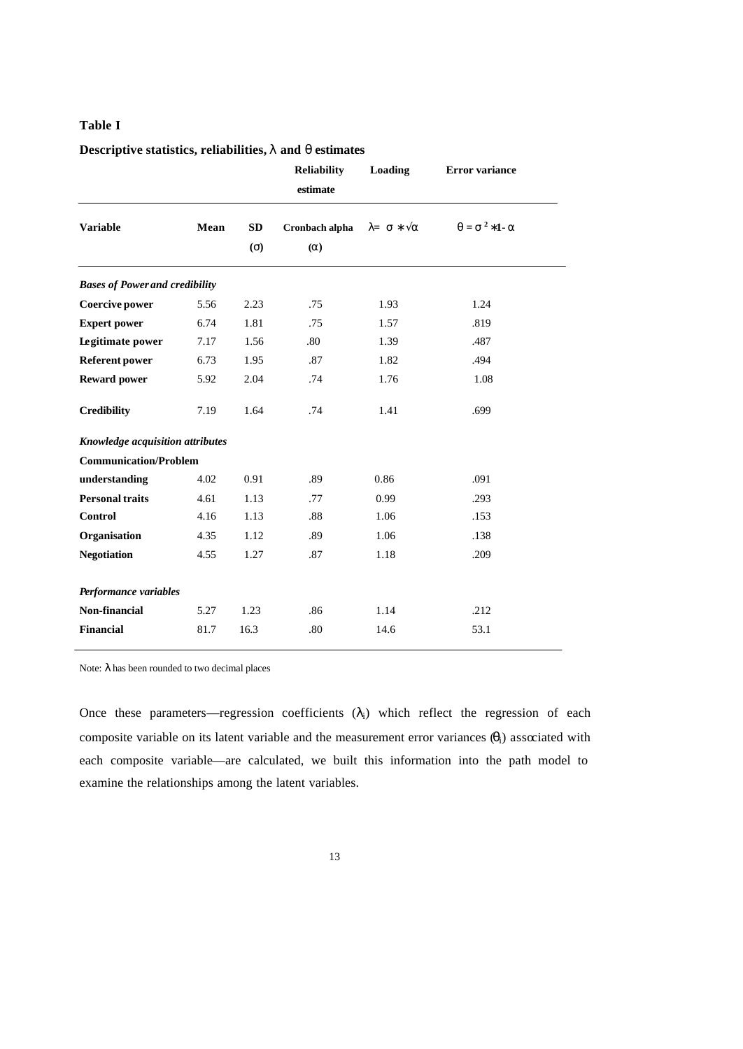**Table I**

**Descriptive statistics, reliabilities, $\lambda$ and $\theta$ estimates**

| | | | **Reliability estimate** | **Loading** | **Error variance** |
|---|---|---|---|---|---|
| **Variable** | **Mean** | **SD ($\sigma$)** | **Cronbach alpha ($\alpha$)** | $\lambda = \sigma * \sqrt{\alpha}$ | $\theta = \sigma^2 * 1 - \alpha$ |
| ***Bases of Power and credibility*** | | | | | |
| **Coercive power** | 5.56 | 2.23 | .75 | 1.93 | 1.24 |
| **Expert power** | 6.74 | 1.81 | .75 | 1.57 | .819 |
| **Legitimate power** | 7.17 | 1.56 | .80 | 1.39 | .487 |
| **Referent power** | 6.73 | 1.95 | .87 | 1.82 | .494 |
| **Reward power** | 5.92 | 2.04 | .74 | 1.76 | 1.08 |
| **Credibility** | 7.19 | 1.64 | .74 | 1.41 | .699 |
| ***Knowledge acquisition attributes*** | | | | | |
| **Communication/Problem understanding** | 4.02 | 0.91 | .89 | 0.86 | .091 |
| **Personal traits** | 4.61 | 1.13 | .77 | 0.99 | .293 |
| **Control** | 4.16 | 1.13 | .88 | 1.06 | .153 |
| **Organisation** | 4.35 | 1.12 | .89 | 1.06 | .138 |
| **Negotiation** | 4.55 | 1.27 | .87 | 1.18 | .209 |
| ***Performance variables*** | | | | | |
| **Non-financial** | 5.27 | 1.23 | .86 | 1.14 | .212 |
| **Financial** | 81.7 | 16.3 | .80 | 14.6 | 53.1 |

Note: $\lambda$ has been rounded to two decimal places

Once these parameters—regression coefficients ($\lambda_i$) which reflect the regression of each composite variable on its latent variable and the measurement error variances ($\theta_i$) associated with each composite variable—are calculated, we built this information into the path model to examine the relationships among the latent variables.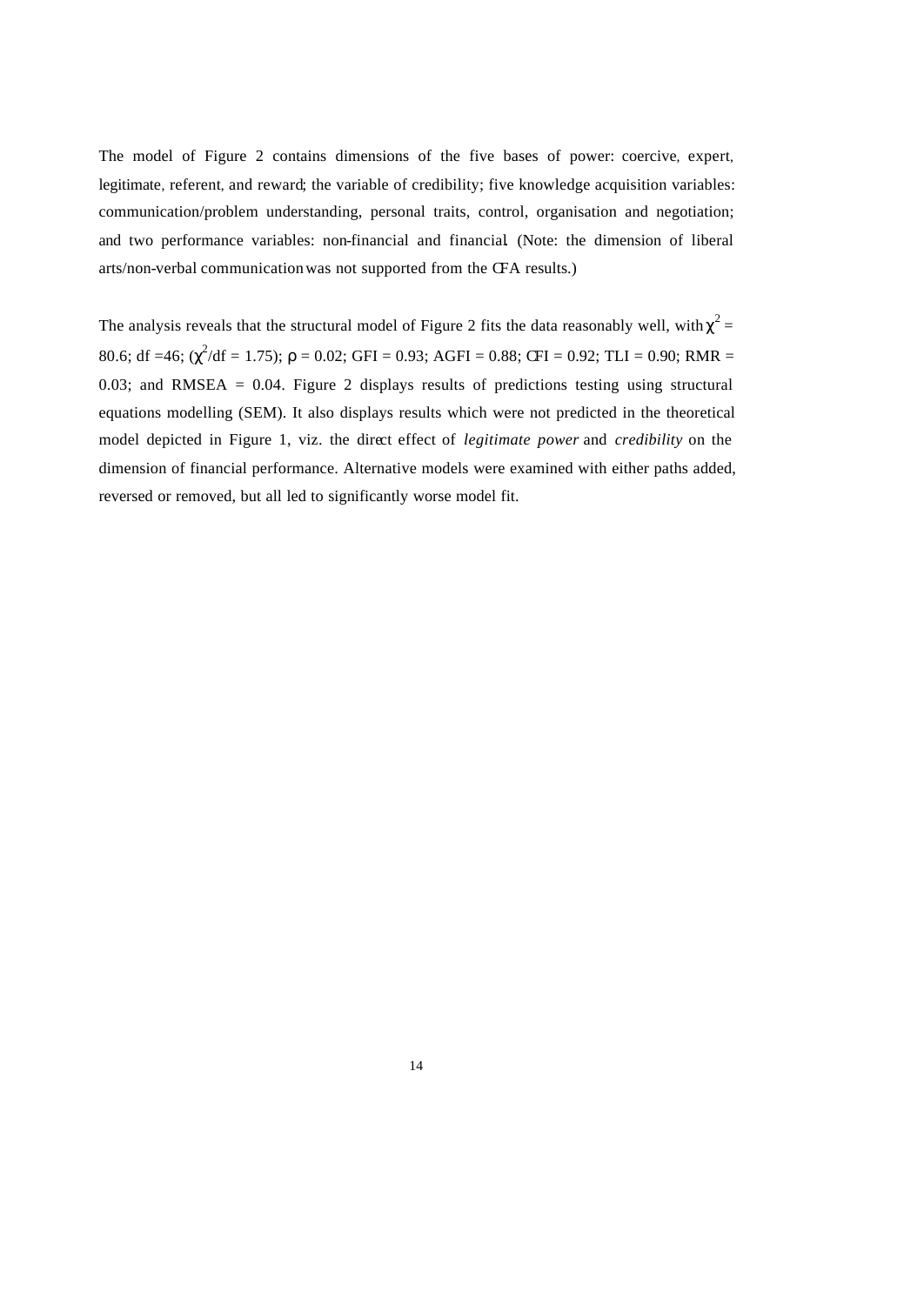The model of Figure 2 contains dimensions of the five bases of power: coercive, expert, legitimate, referent, and reward; the variable of credibility; five knowledge acquisition variables: communication/problem understanding, personal traits, control, organisation and negotiation; and two performance variables: non-financial and financial. (Note: the dimension of liberal arts/non-verbal communication was not supported from the CFA results.)

The analysis reveals that the structural model of Figure 2 fits the data reasonably well, with $\chi^2$ = 80.6; df =46; ($\chi^2$/df = 1.75); $\rho$ = 0.02; GFI = 0.93; AGFI = 0.88; CFI = 0.92; TLI = 0.90; RMR = 0.03; and RMSEA = 0.04. Figure 2 displays results of predictions testing using structural equations modelling (SEM). It also displays results which were not predicted in the theoretical model depicted in Figure 1, viz. the direct effect of *legitimate power* and *credibility* on the dimension of financial performance. Alternative models were examined with either paths added, reversed or removed, but all led to significantly worse model fit.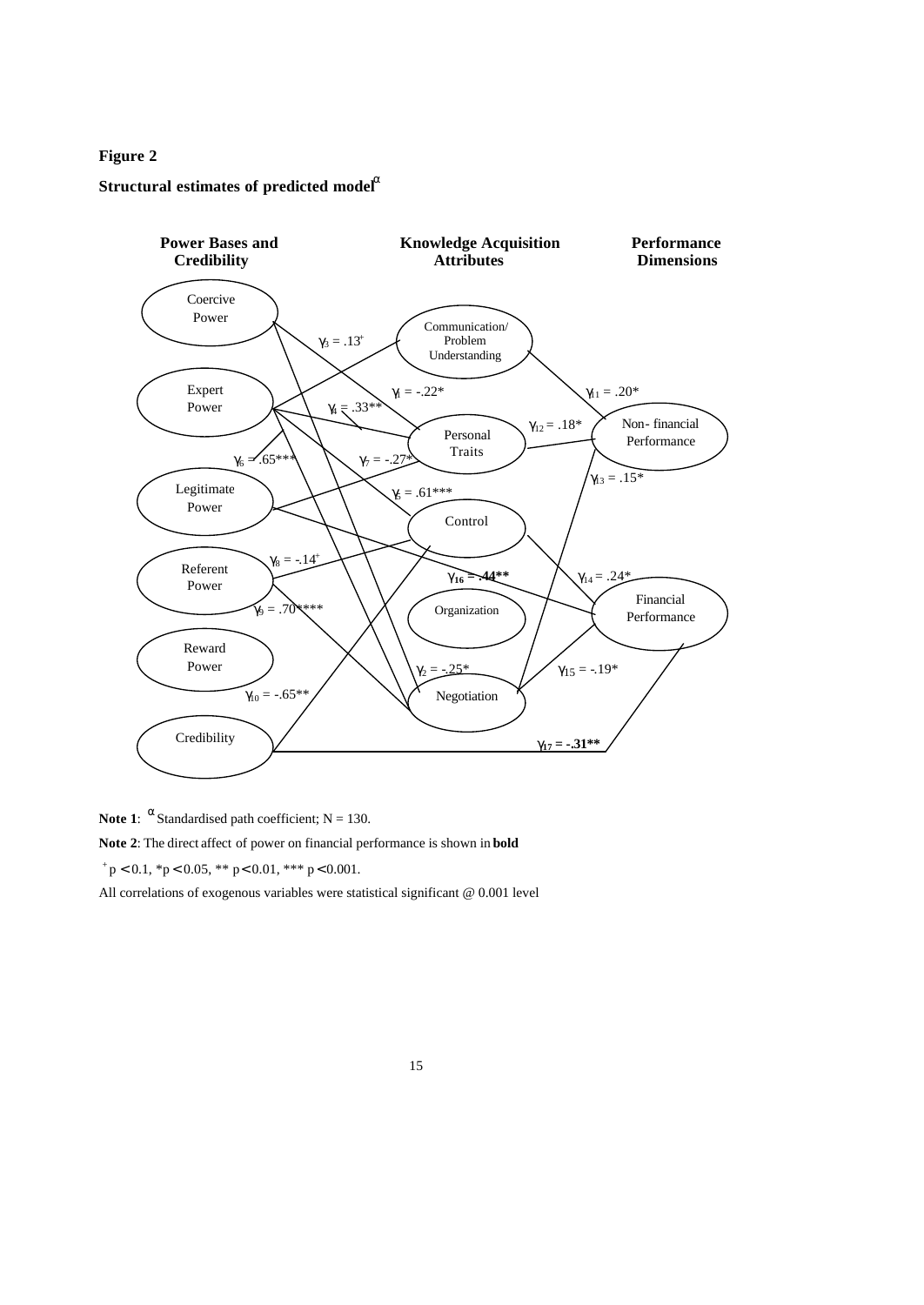**Figure 2**

**Structural estimates of predicted model**$^{\alpha}$

**Power Bases and Credibility** | **Knowledge Acquisition Attributes** | **Performance Dimensions**

Coercive Power, Expert Power, Legitimate Power, Referent Power, Reward Power, Credibility

Communication/ Problem Understanding, Personal Traits, Control, Organization, Negotiation

Non- financial Performance, Financial Performance

$\gamma_3 = .13^+$

$\gamma_1 = -.22^*$

$\gamma_4 = .33^{**}$

$\gamma_6 = .65^{***}$

$\gamma_7 = -.27^*$

$\gamma_5 = .61^{***}$

$\gamma_8 = -.14^+$

$\gamma_9 = .70^{****}$

$\gamma_{10} = -.65^{**}$

$\gamma_2 = -.25^*$

$\gamma_{11} = .20^*$

$\gamma_{12} = .18^*$

$\gamma_{13} = .15^*$

$\gamma_{14} = .24^*$

$\gamma_{15} = -.19^*$

$\boldsymbol{\gamma_{16} = .44^{**}}$

$\boldsymbol{\gamma_{17} = -.31^{**}}$

**Note 1**: $^{\alpha}$ Standardised path coefficient; N = 130.

**Note 2**: The direct affect of power on financial performance is shown in **bold**

$^+p < 0.1$, $^*p < 0.05$, $^{**}p < 0.01$, $^{***}p < 0.001$.

All correlations of exogenous variables were statistical significant @ 0.001 level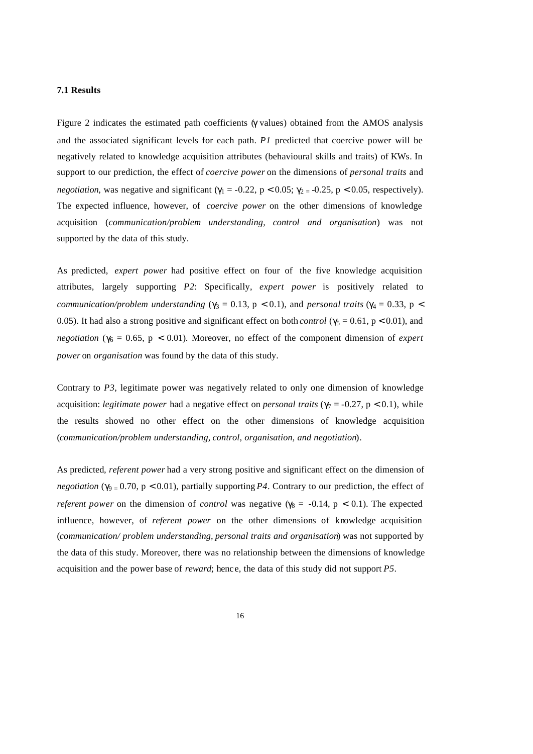**7.1 Results**

Figure 2 indicates the estimated path coefficients ($\gamma$ values) obtained from the AMOS analysis and the associated significant levels for each path. *P1* predicted that coercive power will be negatively related to knowledge acquisition attributes (behavioural skills and traits) of KWs. In support to our prediction, the effect of *coercive power* on the dimensions of *personal traits* and *negotiation*, was negative and significant ($\gamma_1 = -0.22$, $p < 0.05$; $\gamma_2 = -0.25$, $p < 0.05$, respectively). The expected influence, however, of *coercive power* on the other dimensions of knowledge acquisition (*communication/problem understanding, control and organisation*) was not supported by the data of this study.

As predicted, *expert power* had positive effect on four of the five knowledge acquisition attributes, largely supporting *P2*: Specifically, *expert power* is positively related to *communication/problem understanding* ($\gamma_3 = 0.13$, $p < 0.1$), and *personal traits* ($\gamma_4 = 0.33$, $p < 0.05$). It had also a strong positive and significant effect on both *control* ($\gamma_5 = 0.61$, $p < 0.01$), and *negotiation* ($\gamma_6 = 0.65$, $p < 0.01$). Moreover, no effect of the component dimension of *expert power* on *organisation* was found by the data of this study.

Contrary to *P3*, legitimate power was negatively related to only one dimension of knowledge acquisition: *legitimate power* had a negative effect on *personal traits* ($\gamma_7 = -0.27$, $p < 0.1$), while the results showed no other effect on the other dimensions of knowledge acquisition (*communication/problem understanding, control, organisation, and negotiation*).

As predicted, *referent power* had a very strong positive and significant effect on the dimension of *negotiation* ($\gamma_9 = 0.70$, $p < 0.01$), partially supporting *P4*. Contrary to our prediction, the effect of *referent power* on the dimension of *control* was negative ($\gamma_8 = -0.14$, $p < 0.1$). The expected influence, however, of *referent power* on the other dimensions of knowledge acquisition (*communication/ problem understanding, personal traits and organisation*) was not supported by the data of this study. Moreover, there was no relationship between the dimensions of knowledge acquisition and the power base of *reward*; hence, the data of this study did not support *P5*.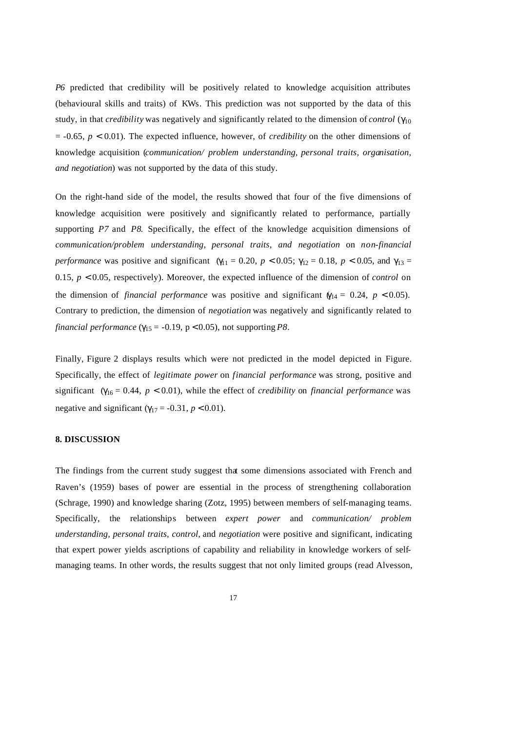*P6* predicted that credibility will be positively related to knowledge acquisition attributes (behavioural skills and traits) of KWs. This prediction was not supported by the data of this study, in that *credibility* was negatively and significantly related to the dimension of *control* ($\gamma_{10} = -0.65$, $p < 0.01$). The expected influence, however, of *credibility* on the other dimensions of knowledge acquisition (*communication/ problem understanding, personal traits, organisation, and negotiation*) was not supported by the data of this study.

On the right-hand side of the model, the results showed that four of the five dimensions of knowledge acquisition were positively and significantly related to performance, partially supporting *P7* and *P8*. Specifically, the effect of the knowledge acquisition dimensions of *communication/problem understanding, personal traits, and negotiation* on *non-financial performance* was positive and significant ($\gamma_{11} = 0.20$, $p < 0.05$; $\gamma_{12} = 0.18$, $p < 0.05$, and $\gamma_{13} = 0.15$, $p < 0.05$, respectively). Moreover, the expected influence of the dimension of *control* on the dimension of *financial performance* was positive and significant ($\gamma_{14} = 0.24$, $p < 0.05$). Contrary to prediction, the dimension of *negotiation* was negatively and significantly related to *financial performance* ($\gamma_{15} = -0.19$, $p < 0.05$), not supporting *P8*.

Finally, Figure 2 displays results which were not predicted in the model depicted in Figure. Specifically, the effect of *legitimate power* on *financial performance* was strong, positive and significant ($\gamma_{16} = 0.44$, $p < 0.01$), while the effect of *credibility* on *financial performance* was negative and significant ($\gamma_{17} = -0.31$, $p < 0.01$).

## 8. DISCUSSION

The findings from the current study suggest that some dimensions associated with French and Raven's (1959) bases of power are essential in the process of strengthening collaboration (Schrage, 1990) and knowledge sharing (Zotz, 1995) between members of self-managing teams. Specifically, the relationships between *expert power* and *communication/ problem understanding, personal traits, control,* and *negotiation* were positive and significant, indicating that expert power yields ascriptions of capability and reliability in knowledge workers of self-managing teams. In other words, the results suggest that not only limited groups (read Alvesson,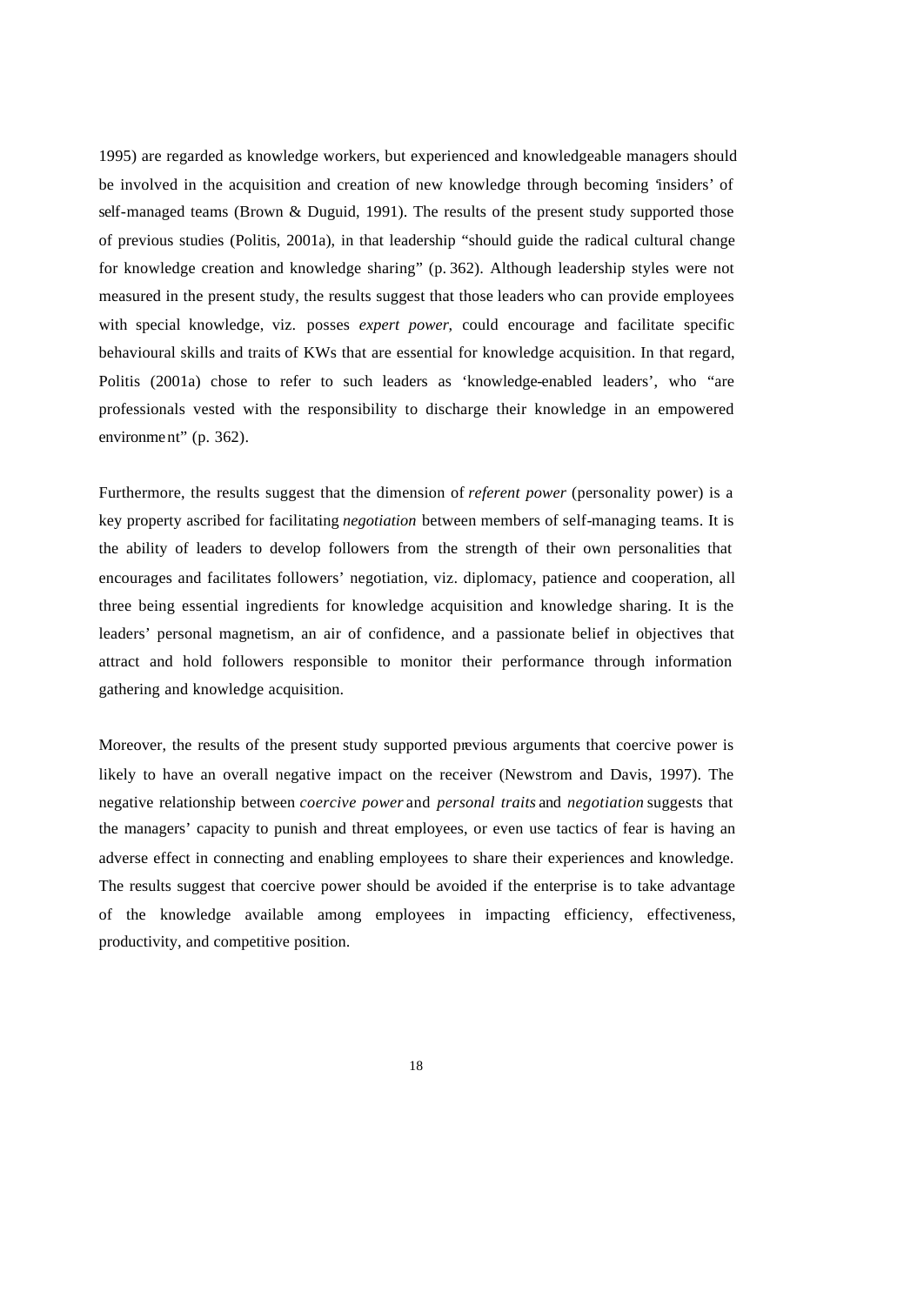1995) are regarded as knowledge workers, but experienced and knowledgeable managers should be involved in the acquisition and creation of new knowledge through becoming 'insiders' of self-managed teams (Brown & Duguid, 1991). The results of the present study supported those of previous studies (Politis, 2001a), in that leadership "should guide the radical cultural change for knowledge creation and knowledge sharing" (p. 362). Although leadership styles were not measured in the present study, the results suggest that those leaders who can provide employees with special knowledge, viz. posses *expert power*, could encourage and facilitate specific behavioural skills and traits of KWs that are essential for knowledge acquisition. In that regard, Politis (2001a) chose to refer to such leaders as 'knowledge-enabled leaders', who "are professionals vested with the responsibility to discharge their knowledge in an empowered environment" (p. 362).

Furthermore, the results suggest that the dimension of *referent power* (personality power) is a key property ascribed for facilitating *negotiation* between members of self-managing teams. It is the ability of leaders to develop followers from the strength of their own personalities that encourages and facilitates followers' negotiation, viz. diplomacy, patience and cooperation, all three being essential ingredients for knowledge acquisition and knowledge sharing. It is the leaders' personal magnetism, an air of confidence, and a passionate belief in objectives that attract and hold followers responsible to monitor their performance through information gathering and knowledge acquisition.

Moreover, the results of the present study supported previous arguments that coercive power is likely to have an overall negative impact on the receiver (Newstrom and Davis, 1997). The negative relationship between *coercive power* and *personal traits* and *negotiation* suggests that the managers' capacity to punish and threat employees, or even use tactics of fear is having an adverse effect in connecting and enabling employees to share their experiences and knowledge. The results suggest that coercive power should be avoided if the enterprise is to take advantage of the knowledge available among employees in impacting efficiency, effectiveness, productivity, and competitive position.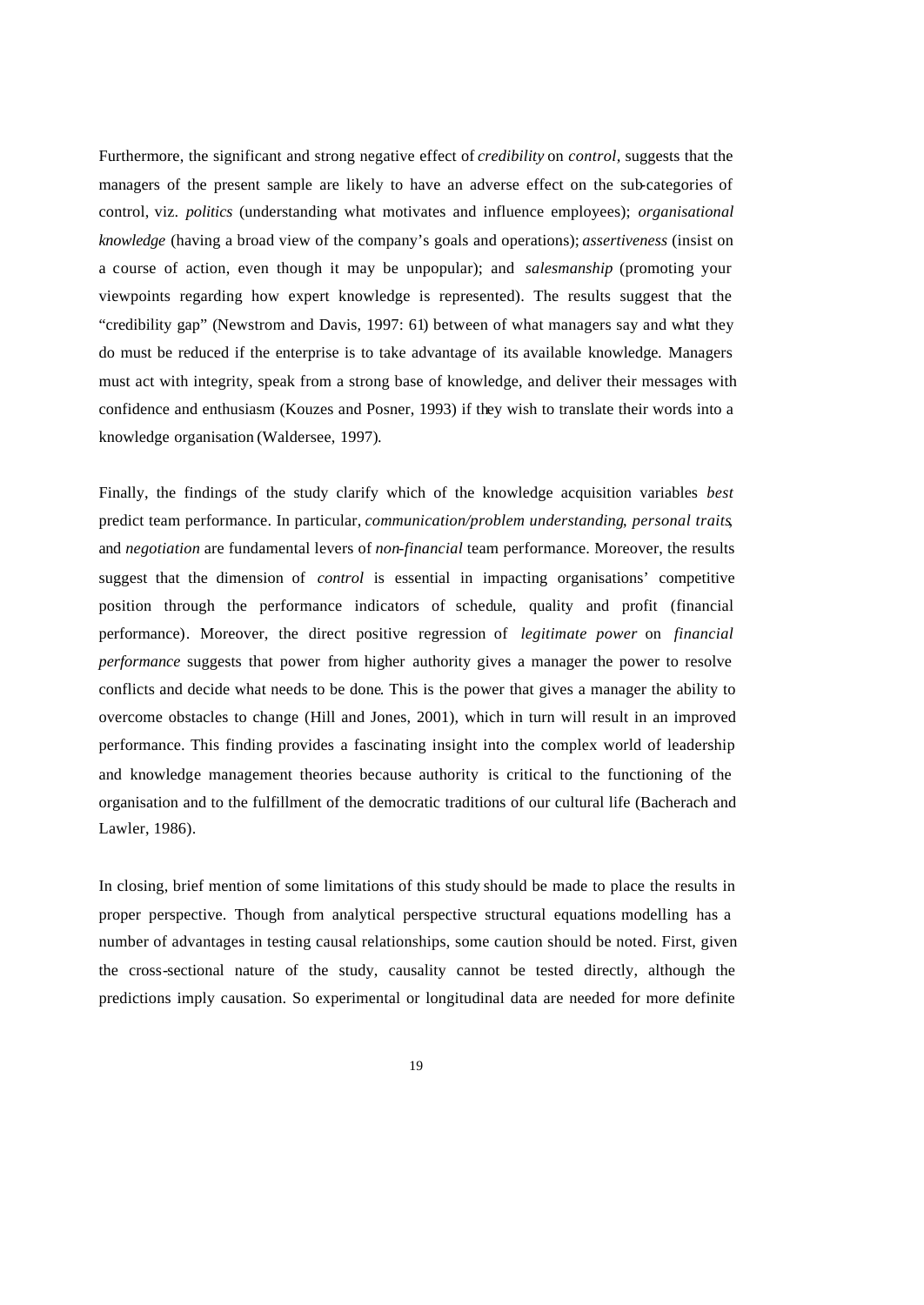Furthermore, the significant and strong negative effect of *credibility* on *control*, suggests that the managers of the present sample are likely to have an adverse effect on the sub-categories of control, viz. *politics* (understanding what motivates and influence employees); *organisational knowledge* (having a broad view of the company's goals and operations); *assertiveness* (insist on a course of action, even though it may be unpopular); and *salesmanship* (promoting your viewpoints regarding how expert knowledge is represented). The results suggest that the "credibility gap" (Newstrom and Davis, 1997: 61) between of what managers say and what they do must be reduced if the enterprise is to take advantage of its available knowledge. Managers must act with integrity, speak from a strong base of knowledge, and deliver their messages with confidence and enthusiasm (Kouzes and Posner, 1993) if they wish to translate their words into a knowledge organisation (Waldersee, 1997).

Finally, the findings of the study clarify which of the knowledge acquisition variables *best* predict team performance. In particular, *communication/problem understanding*, *personal traits*, and *negotiation* are fundamental levers of *non-financial* team performance. Moreover, the results suggest that the dimension of *control* is essential in impacting organisations' competitive position through the performance indicators of schedule, quality and profit (financial performance). Moreover, the direct positive regression of *legitimate power* on *financial performance* suggests that power from higher authority gives a manager the power to resolve conflicts and decide what needs to be done. This is the power that gives a manager the ability to overcome obstacles to change (Hill and Jones, 2001), which in turn will result in an improved performance. This finding provides a fascinating insight into the complex world of leadership and knowledge management theories because authority is critical to the functioning of the organisation and to the fulfillment of the democratic traditions of our cultural life (Bacherach and Lawler, 1986).

In closing, brief mention of some limitations of this study should be made to place the results in proper perspective. Though from analytical perspective structural equations modelling has a number of advantages in testing causal relationships, some caution should be noted. First, given the cross-sectional nature of the study, causality cannot be tested directly, although the predictions imply causation. So experimental or longitudinal data are needed for more definite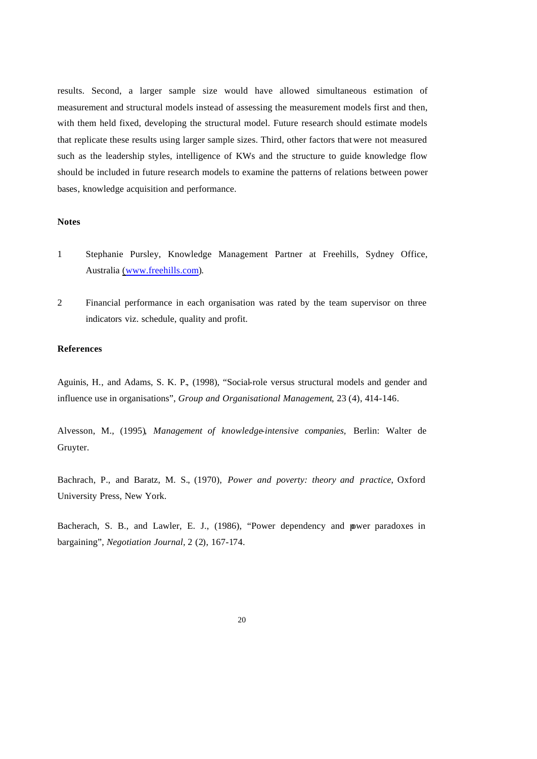results. Second, a larger sample size would have allowed simultaneous estimation of measurement and structural models instead of assessing the measurement models first and then, with them held fixed, developing the structural model. Future research should estimate models that replicate these results using larger sample sizes. Third, other factors that were not measured such as the leadership styles, intelligence of KWs and the structure to guide knowledge flow should be included in future research models to examine the patterns of relations between power bases, knowledge acquisition and performance.

**Notes**

1. Stephanie Pursley, Knowledge Management Partner at Freehills, Sydney Office, Australia (www.freehills.com).

2. Financial performance in each organisation was rated by the team supervisor on three indicators viz. schedule, quality and profit.

**References**

Aguinis, H., and Adams, S. K. P., (1998), "Social-role versus structural models and gender and influence use in organisations", *Group and Organisational Management*, 23 (4), 414-146.

Alvesson, M., (1995), *Management of knowledge-intensive companies*, Berlin: Walter de Gruyter.

Bachrach, P., and Baratz, M. S., (1970), *Power and poverty: theory and practice*, Oxford University Press, New York.

Bacherach, S. B., and Lawler, E. J., (1986), "Power dependency and power paradoxes in bargaining", *Negotiation Journal*, 2 (2), 167-174.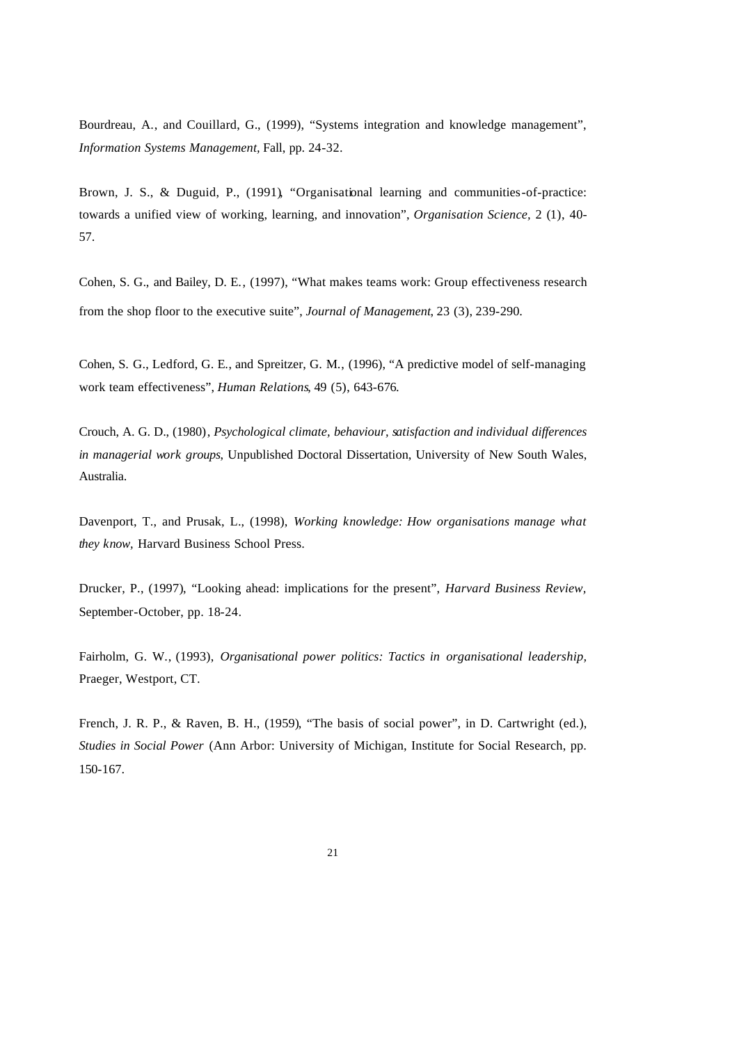Bourdreau, A., and Couillard, G., (1999), "Systems integration and knowledge management", *Information Systems Management,* Fall, pp. 24-32.

Brown, J. S., & Duguid, P., (1991), "Organisational learning and communities-of-practice: towards a unified view of working, learning, and innovation", *Organisation Science,* 2 (1), 40-57.

Cohen, S. G., and Bailey, D. E., (1997), "What makes teams work: Group effectiveness research from the shop floor to the executive suite", *Journal of Management*, 23 (3), 239-290.

Cohen, S. G., Ledford, G. E., and Spreitzer, G. M., (1996), "A predictive model of self-managing work team effectiveness", *Human Relations*, 49 (5), 643-676.

Crouch, A. G. D., (1980), *Psychological climate, behaviour, satisfaction and individual differences in managerial work groups*, Unpublished Doctoral Dissertation, University of New South Wales, Australia.

Davenport, T., and Prusak, L., (1998), *Working knowledge: How organisations manage what they know,* Harvard Business School Press.

Drucker, P., (1997), "Looking ahead: implications for the present", *Harvard Business Review,* September-October, pp. 18-24.

Fairholm, G. W., (1993), *Organisational power politics: Tactics in organisational leadership,* Praeger, Westport, CT.

French, J. R. P., & Raven, B. H., (1959), "The basis of social power", in D. Cartwright (ed.), *Studies in Social Power* (Ann Arbor: University of Michigan, Institute for Social Research, pp. 150-167.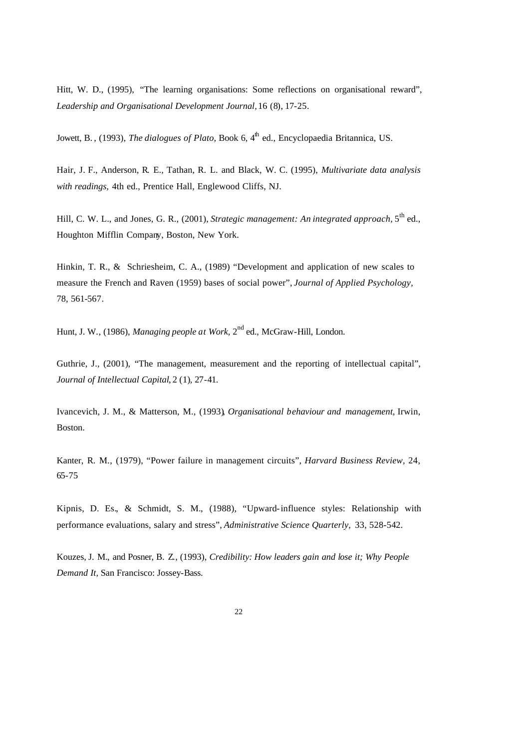Hitt, W. D., (1995), "The learning organisations: Some reflections on organisational reward", *Leadership and Organisational Development Journal*, 16 (8), 17-25.

Jowett, B. , (1993), *The dialogues of Plato*, Book 6, 4th ed., Encyclopaedia Britannica, US.

Hair, J. F., Anderson, R. E., Tathan, R. L. and Black, W. C. (1995), *Multivariate data analysis with readings*, 4th ed., Prentice Hall, Englewood Cliffs, NJ.

Hill, C. W. L., and Jones, G. R., (2001), *Strategic management: An integrated approach*, 5th ed., Houghton Mifflin Company, Boston, New York.

Hinkin, T. R., & Schriesheim, C. A., (1989) "Development and application of new scales to measure the French and Raven (1959) bases of social power", *Journal of Applied Psychology*, 78, 561-567.

Hunt, J. W., (1986), *Managing people at Work*, 2nd ed., McGraw-Hill, London.

Guthrie, J., (2001), "The management, measurement and the reporting of intellectual capital", *Journal of Intellectual Capital*, 2 (1), 27-41.

Ivancevich, J. M., & Matterson, M., (1993), *Organisational behaviour and management*, Irwin, Boston.

Kanter, R. M., (1979), "Power failure in management circuits", *Harvard Business Review*, 24, 65-75

Kipnis, D. Es., & Schmidt, S. M., (1988), "Upward-influence styles: Relationship with performance evaluations, salary and stress", *Administrative Science Quarterly*, 33, 528-542.

Kouzes, J. M., and Posner, B. Z., (1993), *Credibility: How leaders gain and lose it; Why People Demand It*, San Francisco: Jossey-Bass.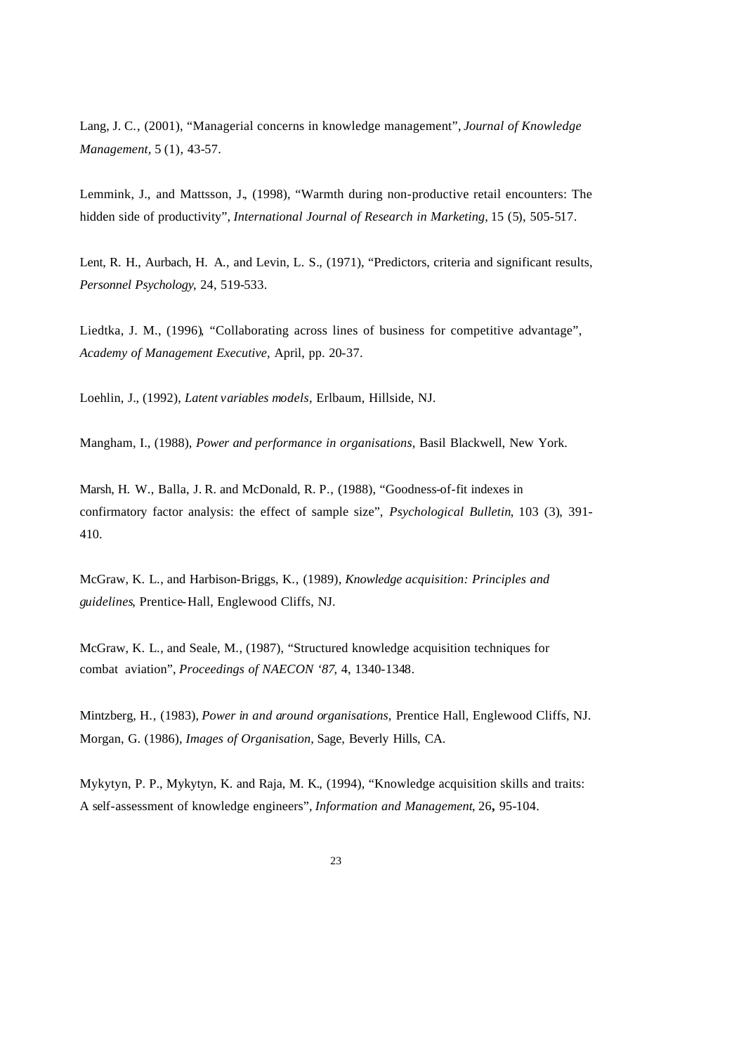Lang, J. C., (2001), "Managerial concerns in knowledge management", *Journal of Knowledge Management,* 5 (1), 43-57.

Lemmink, J., and Mattsson, J., (1998), "Warmth during non-productive retail encounters: The hidden side of productivity", *International Journal of Research in Marketing,* 15 (5), 505-517.

Lent, R. H., Aurbach, H. A., and Levin, L. S., (1971), "Predictors, criteria and significant results, *Personnel Psychology*, 24, 519-533.

Liedtka, J. M., (1996), "Collaborating across lines of business for competitive advantage", *Academy of Management Executive,* April, pp. 20-37.

Loehlin, J., (1992), *Latent variables models,* Erlbaum, Hillside, NJ.

Mangham, I., (1988), *Power and performance in organisations,* Basil Blackwell, New York.

Marsh, H. W., Balla, J. R. and McDonald, R. P., (1988), "Goodness-of-fit indexes in confirmatory factor analysis: the effect of sample size", *Psychological Bulletin*, 103 (3), 391-410.

McGraw, K. L., and Harbison-Briggs, K., (1989), *Knowledge acquisition: Principles and guidelines*, Prentice-Hall, Englewood Cliffs, NJ.

McGraw, K. L., and Seale, M., (1987), "Structured knowledge acquisition techniques for combat aviation", *Proceedings of NAECON '87,* 4, 1340-1348.

Mintzberg, H., (1983), *Power in and around organisations,* Prentice Hall, Englewood Cliffs, NJ.
Morgan, G. (1986), *Images of Organisation,* Sage, Beverly Hills, CA.

Mykytyn, P. P., Mykytyn, K. and Raja, M. K., (1994), "Knowledge acquisition skills and traits: A self-assessment of knowledge engineers", *Information and Management*, 26**,** 95-104.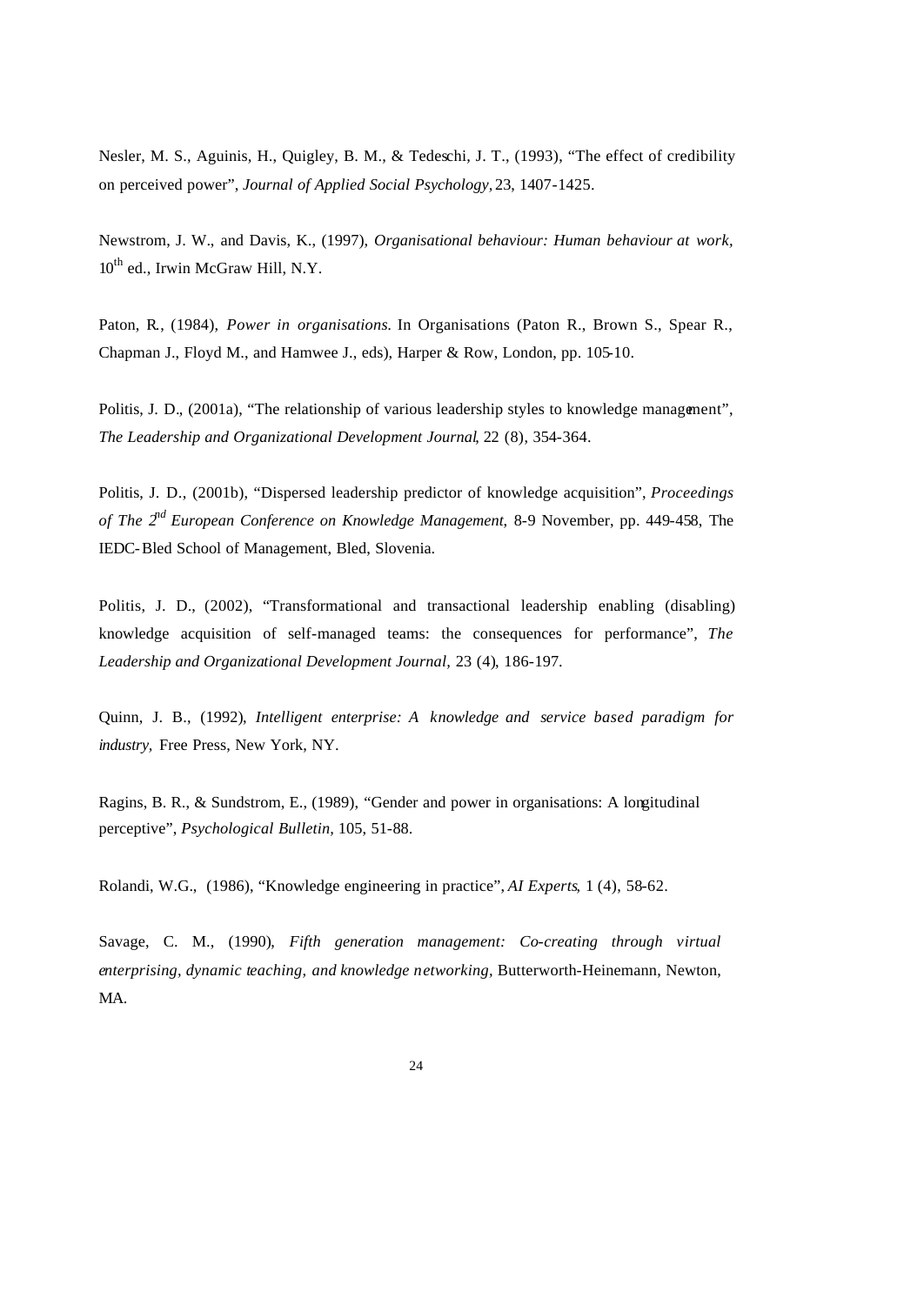Nesler, M. S., Aguinis, H., Quigley, B. M., & Tedeschi, J. T., (1993), "The effect of credibility on perceived power", *Journal of Applied Social Psychology,* 23, 1407-1425.

Newstrom, J. W., and Davis, K., (1997), *Organisational behaviour: Human behaviour at work,* 10th ed., Irwin McGraw Hill, N.Y.

Paton, R., (1984), *Power in organisations.* In Organisations (Paton R., Brown S., Spear R., Chapman J., Floyd M., and Hamwee J., eds), Harper & Row, London, pp. 105-10.

Politis, J. D., (2001a), "The relationship of various leadership styles to knowledge management", *The Leadership and Organizational Development Journal*, 22 (8), 354-364.

Politis, J. D., (2001b), "Dispersed leadership predictor of knowledge acquisition", *Proceedings of The 2nd European Conference on Knowledge Management*, 8-9 November, pp. 449-458, The IEDC-Bled School of Management, Bled, Slovenia.

Politis, J. D., (2002), "Transformational and transactional leadership enabling (disabling) knowledge acquisition of self-managed teams: the consequences for performance", *The Leadership and Organizational Development Journal,* 23 (4), 186-197.

Quinn, J. B., (1992), *Intelligent enterprise: A knowledge and service based paradigm for industry,* Free Press, New York, NY.

Ragins, B. R., & Sundstrom, E., (1989), "Gender and power in organisations: A longitudinal perceptive", *Psychological Bulletin,* 105, 51-88.

Rolandi, W.G., (1986), "Knowledge engineering in practice", *AI Experts*, 1 (4), 58-62.

Savage, C. M., (1990), *Fifth generation management: Co-creating through virtual enterprising, dynamic teaching, and knowledge networking,* Butterworth-Heinemann, Newton, MA.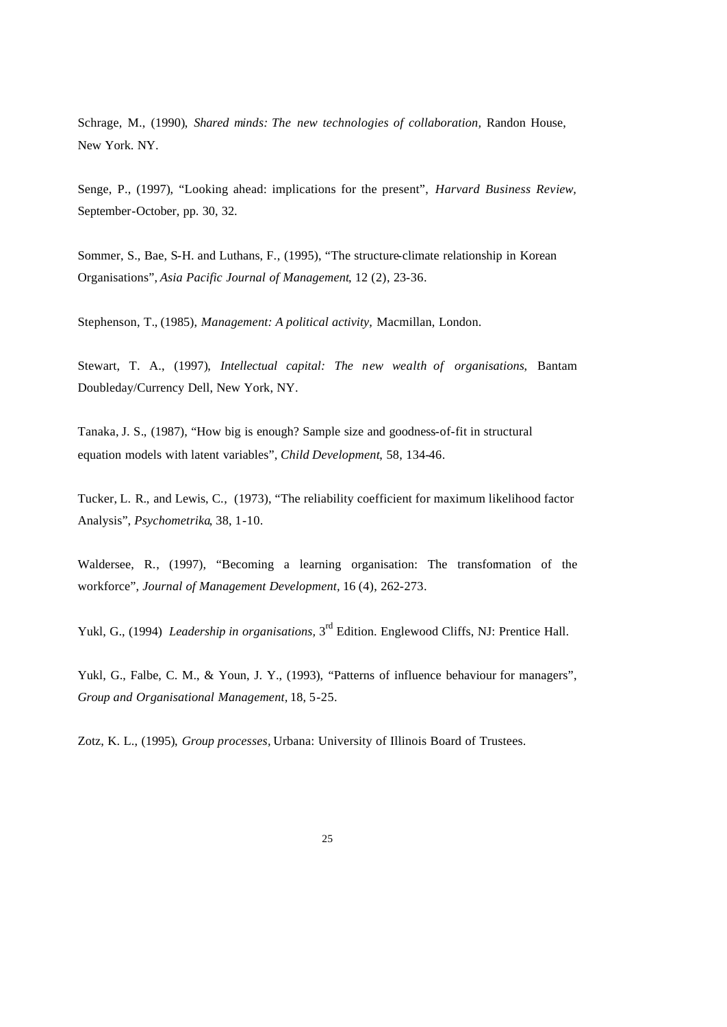Schrage, M., (1990), *Shared minds: The new technologies of collaboration,* Randon House, New York. NY.

Senge, P., (1997), "Looking ahead: implications for the present", *Harvard Business Review,* September-October, pp. 30, 32.

Sommer, S., Bae, S-H. and Luthans, F., (1995), "The structure-climate relationship in Korean Organisations", *Asia Pacific Journal of Management*, 12 (2), 23-36.

Stephenson, T., (1985), *Management: A political activity,* Macmillan, London.

Stewart, T. A., (1997), *Intellectual capital: The new wealth of organisations*, Bantam Doubleday/Currency Dell, New York, NY.

Tanaka, J. S., (1987), "How big is enough? Sample size and goodness-of-fit in structural equation models with latent variables", *Child Development*, 58, 134-46.

Tucker, L. R., and Lewis, C., (1973), "The reliability coefficient for maximum likelihood factor Analysis", *Psychometrika*, 38, 1-10.

Waldersee, R., (1997), "Becoming a learning organisation: The transfomation of the workforce", *Journal of Management Development,* 16 (4), 262-273.

Yukl, G., (1994) *Leadership in organisations,* 3rd Edition. Englewood Cliffs, NJ: Prentice Hall.

Yukl, G., Falbe, C. M., & Youn, J. Y., (1993), "Patterns of influence behaviour for managers", *Group and Organisational Management,* 18, 5-25.

Zotz, K. L., (1995), *Group processes,* Urbana: University of Illinois Board of Trustees.